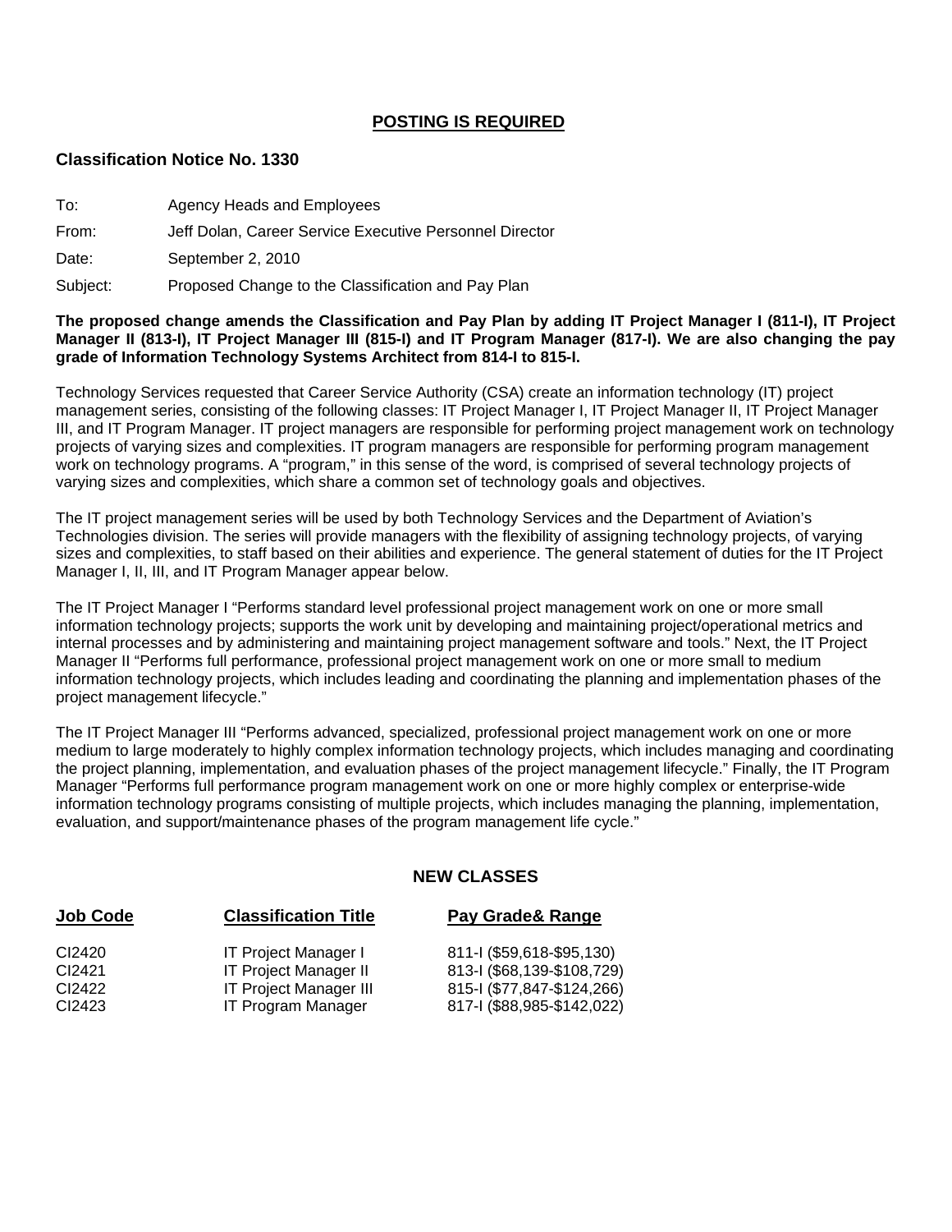## POSTING IS REQUIRED

### Classification Notice No. 1330

To: Agency Heads and Employees

From: Jeff Dolan, Career Service Executive Personnel Director

Date: September 2, 2010

Subject: Proposed Change to the Classification and Pay Plan

**The proposed change amends the Classification and Pay Plan by adding IT Project Manager I (811-I), IT Project Manager II (813-I), IT Project Manager III (815-I) and IT Program Manager (817-I). We are also changing the pay grade of Information Technology Systems Architect from 814-I to 815-I.**

Technology Services requested that Career Service Authority (CSA) create an information technology (IT) project management series, consisting of the following classes: IT Project Manager I, IT Project Manager II, IT Project Manager III, and IT Program Manager. IT project managers are responsible for performing project management work on technology projects of varying sizes and complexities. IT program managers are responsible for performing program management work on technology programs. A "program," in this sense of the word, is comprised of several technology projects of varying sizes and complexities, which share a common set of technology goals and objectives.

The IT project management series will be used by both Technology Services and the Department of Aviation's Technologies division. The series will provide managers with the flexibility of assigning technology projects, of varying sizes and complexities, to staff based on their abilities and experience. The general statement of duties for the IT Project Manager I, II, III, and IT Program Manager appear below.

The IT Project Manager I "Performs standard level professional project management work on one or more small information technology projects; supports the work unit by developing and maintaining project/operational metrics and internal processes and by administering and maintaining project management software and tools." Next, the IT Project Manager II "Performs full performance, professional project management work on one or more small to medium information technology projects, which includes leading and coordinating the planning and implementation phases of the project management lifecycle."

The IT Project Manager III "Performs advanced, specialized, professional project management work on one or more medium to large moderately to highly complex information technology projects, which includes managing and coordinating the project planning, implementation, and evaluation phases of the project management lifecycle." Finally, the IT Program Manager "Performs full performance program management work on one or more highly complex or enterprise-wide information technology programs consisting of multiple projects, which includes managing the planning, implementation, evaluation, and support/maintenance phases of the program management life cycle."

### NEW CLASSES

| Job Code | Classification Title | Pay Grade& Range |
| --- | --- | --- |
| CI2420 | IT Project Manager I | 811-I ($59,618-$95,130) |
| CI2421 | IT Project Manager II | 813-I ($68,139-$108,729) |
| CI2422 | IT Project Manager III | 815-I ($77,847-$124,266) |
| CI2423 | IT Program Manager | 817-I ($88,985-$142,022) |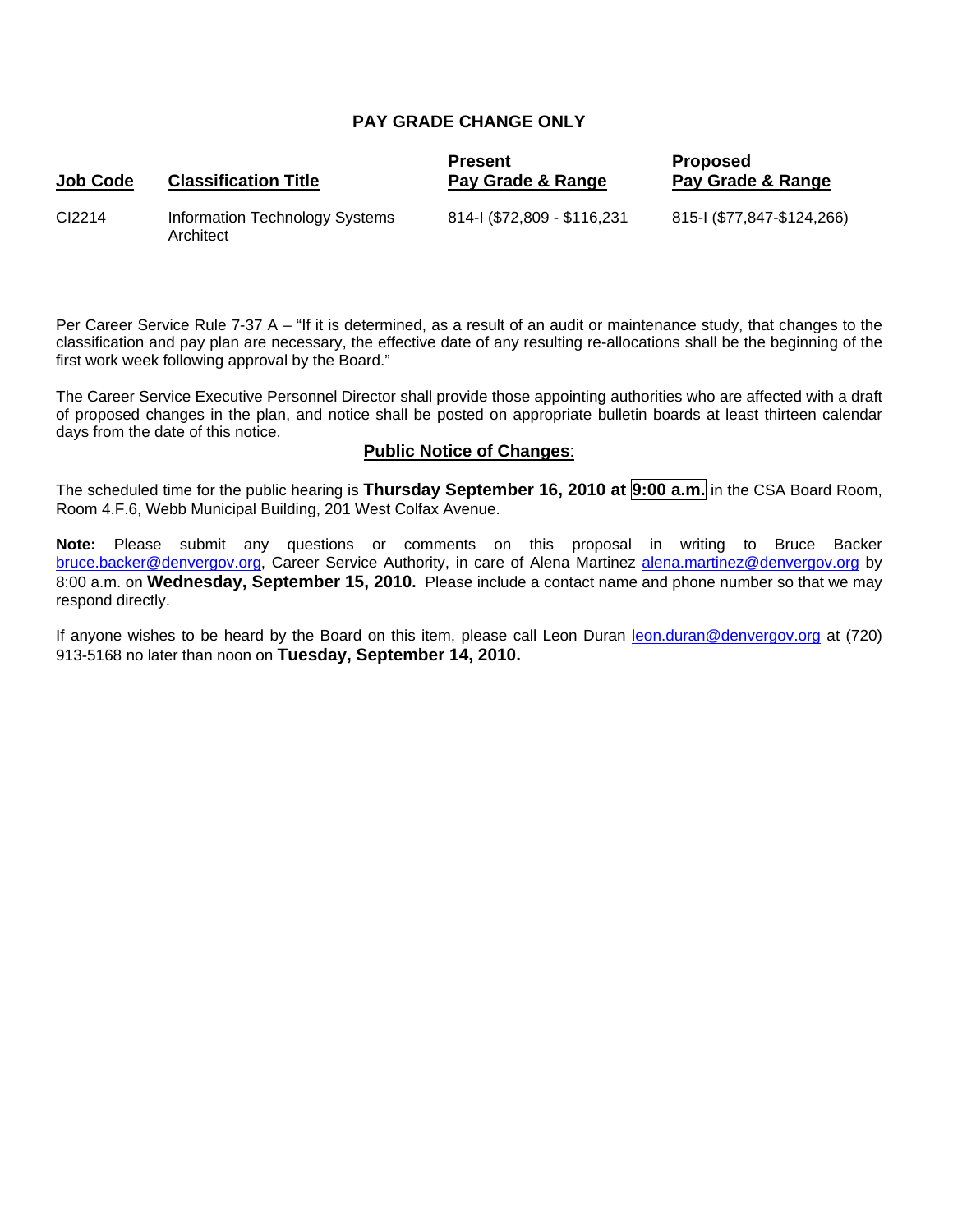## PAY GRADE CHANGE ONLY

| Job Code | Classification Title | Present Pay Grade & Range | Proposed Pay Grade & Range |
|---|---|---|---|
| CI2214 | Information Technology Systems Architect | 814-I ($72,809 - $116,231 | 815-I ($77,847-$124,266) |

Per Career Service Rule 7-37 A – "If it is determined, as a result of an audit or maintenance study, that changes to the classification and pay plan are necessary, the effective date of any resulting re-allocations shall be the beginning of the first work week following approval by the Board."

The Career Service Executive Personnel Director shall provide those appointing authorities who are affected with a draft of proposed changes in the plan, and notice shall be posted on appropriate bulletin boards at least thirteen calendar days from the date of this notice.

**Public Notice of Changes**:

The scheduled time for the public hearing is **Thursday September 16, 2010 at 9:00 a.m.** in the CSA Board Room, Room 4.F.6, Webb Municipal Building, 201 West Colfax Avenue.

**Note:** Please submit any questions or comments on this proposal in writing to Bruce Backer bruce.backer@denvergov.org, Career Service Authority, in care of Alena Martinez alena.martinez@denvergov.org by 8:00 a.m. on **Wednesday, September 15, 2010.** Please include a contact name and phone number so that we may respond directly.

If anyone wishes to be heard by the Board on this item, please call Leon Duran leon.duran@denvergov.org at (720) 913-5168 no later than noon on **Tuesday, September 14, 2010.**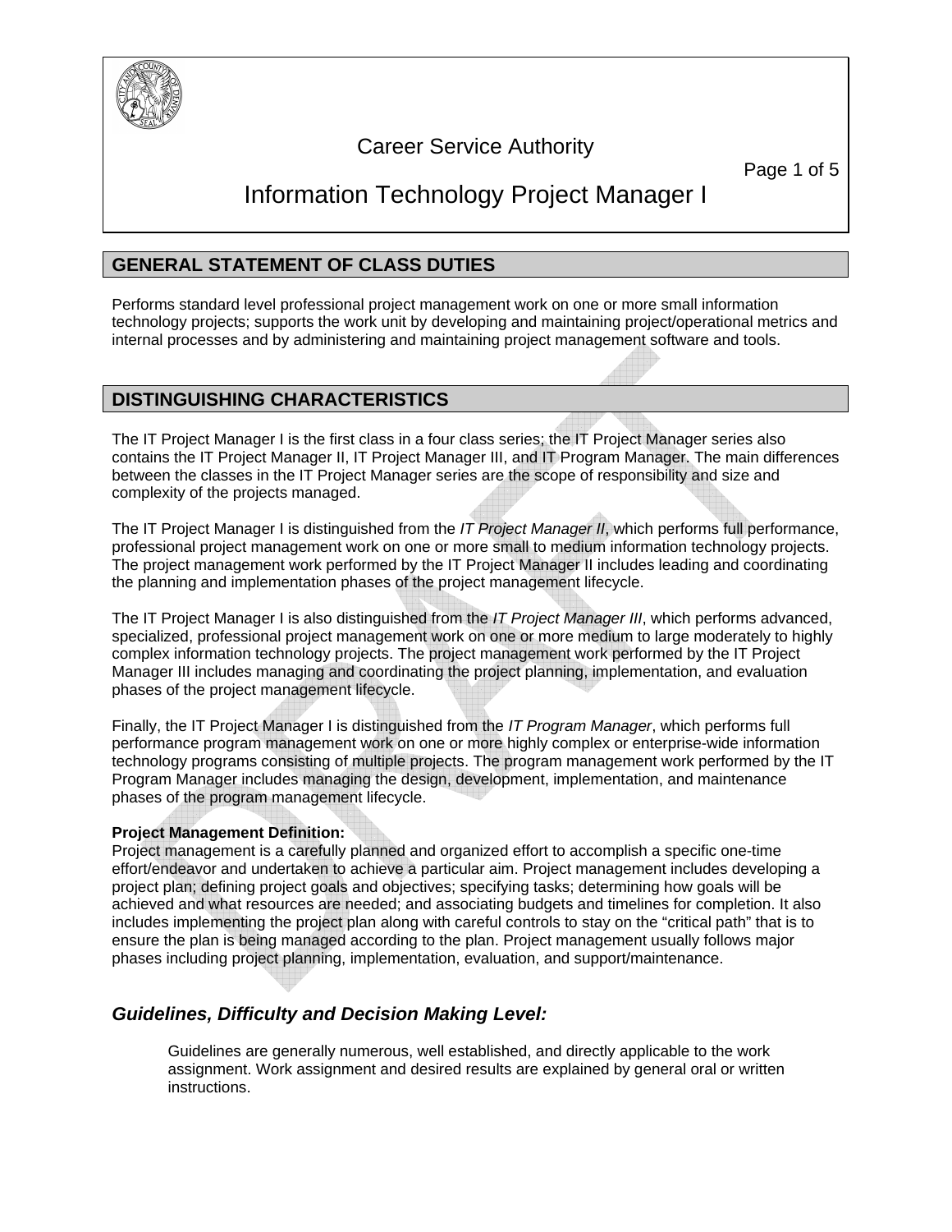# Career Service Authority

# Information Technology Project Manager I

## GENERAL STATEMENT OF CLASS DUTIES

Performs standard level professional project management work on one or more small information technology projects; supports the work unit by developing and maintaining project/operational metrics and internal processes and by administering and maintaining project management software and tools.

## DISTINGUISHING CHARACTERISTICS

The IT Project Manager I is the first class in a four class series; the IT Project Manager series also contains the IT Project Manager II, IT Project Manager III, and IT Program Manager. The main differences between the classes in the IT Project Manager series are the scope of responsibility and size and complexity of the projects managed.

The IT Project Manager I is distinguished from the *IT Project Manager II*, which performs full performance, professional project management work on one or more small to medium information technology projects. The project management work performed by the IT Project Manager II includes leading and coordinating the planning and implementation phases of the project management lifecycle.

The IT Project Manager I is also distinguished from the *IT Project Manager III*, which performs advanced, specialized, professional project management work on one or more medium to large moderately to highly complex information technology projects. The project management work performed by the IT Project Manager III includes managing and coordinating the project planning, implementation, and evaluation phases of the project management lifecycle.

Finally, the IT Project Manager I is distinguished from the *IT Program Manager*, which performs full performance program management work on one or more highly complex or enterprise-wide information technology programs consisting of multiple projects. The program management work performed by the IT Program Manager includes managing the design, development, implementation, and maintenance phases of the program management lifecycle.

**Project Management Definition:**
Project management is a carefully planned and organized effort to accomplish a specific one-time effort/endeavor and undertaken to achieve a particular aim. Project management includes developing a project plan; defining project goals and objectives; specifying tasks; determining how goals will be achieved and what resources are needed; and associating budgets and timelines for completion. It also includes implementing the project plan along with careful controls to stay on the "critical path" that is to ensure the plan is being managed according to the plan. Project management usually follows major phases including project planning, implementation, evaluation, and support/maintenance.

### *Guidelines, Difficulty and Decision Making Level:*

Guidelines are generally numerous, well established, and directly applicable to the work assignment. Work assignment and desired results are explained by general oral or written instructions.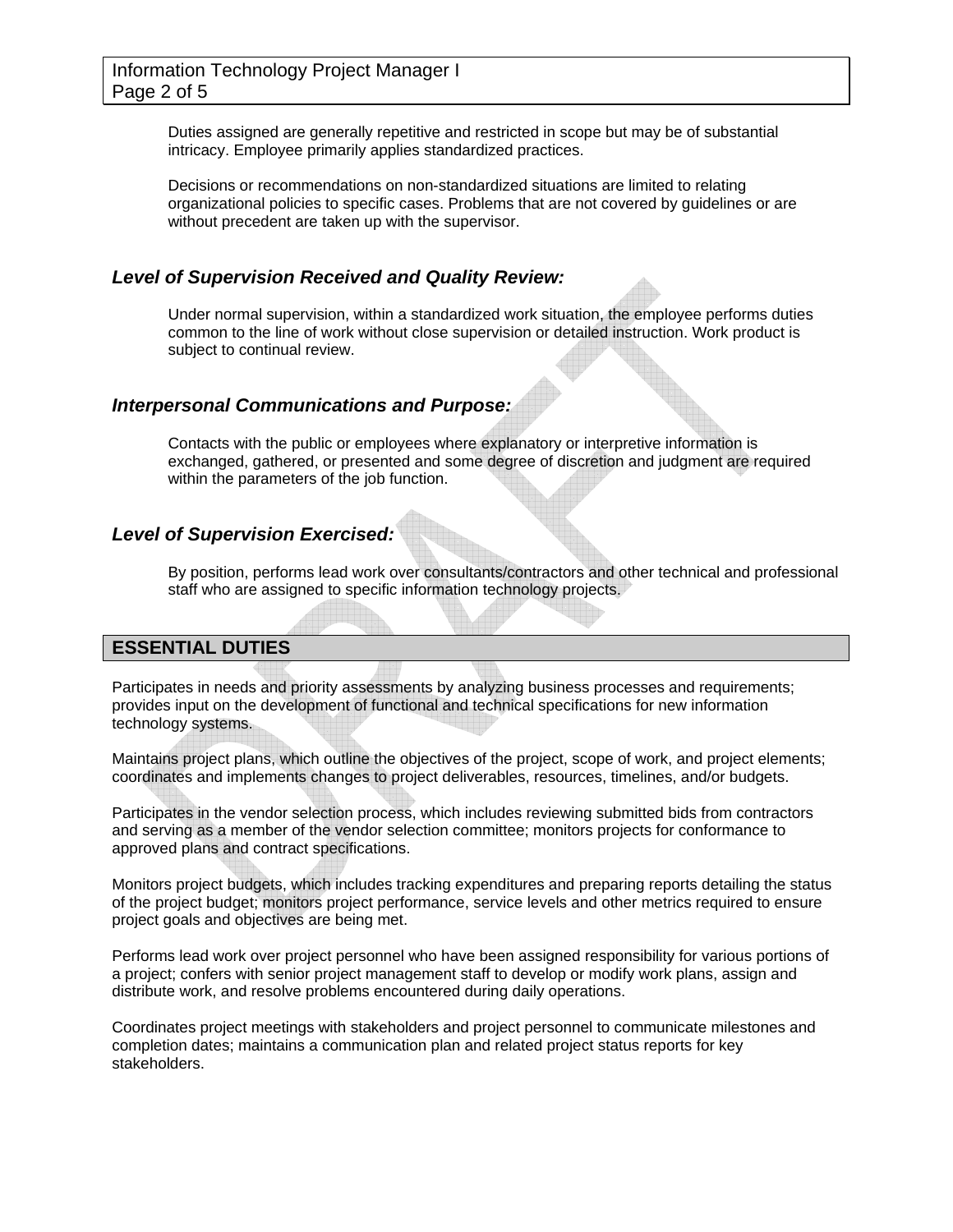Duties assigned are generally repetitive and restricted in scope but may be of substantial intricacy. Employee primarily applies standardized practices.

Decisions or recommendations on non-standardized situations are limited to relating organizational policies to specific cases. Problems that are not covered by guidelines or are without precedent are taken up with the supervisor.

### *Level of Supervision Received and Quality Review:*

Under normal supervision, within a standardized work situation, the employee performs duties common to the line of work without close supervision or detailed instruction. Work product is subject to continual review.

### *Interpersonal Communications and Purpose:*

Contacts with the public or employees where explanatory or interpretive information is exchanged, gathered, or presented and some degree of discretion and judgment are required within the parameters of the job function.

### *Level of Supervision Exercised:*

By position, performs lead work over consultants/contractors and other technical and professional staff who are assigned to specific information technology projects.

## ESSENTIAL DUTIES

Participates in needs and priority assessments by analyzing business processes and requirements; provides input on the development of functional and technical specifications for new information technology systems.

Maintains project plans, which outline the objectives of the project, scope of work, and project elements; coordinates and implements changes to project deliverables, resources, timelines, and/or budgets.

Participates in the vendor selection process, which includes reviewing submitted bids from contractors and serving as a member of the vendor selection committee; monitors projects for conformance to approved plans and contract specifications.

Monitors project budgets, which includes tracking expenditures and preparing reports detailing the status of the project budget; monitors project performance, service levels and other metrics required to ensure project goals and objectives are being met.

Performs lead work over project personnel who have been assigned responsibility for various portions of a project; confers with senior project management staff to develop or modify work plans, assign and distribute work, and resolve problems encountered during daily operations.

Coordinates project meetings with stakeholders and project personnel to communicate milestones and completion dates; maintains a communication plan and related project status reports for key stakeholders.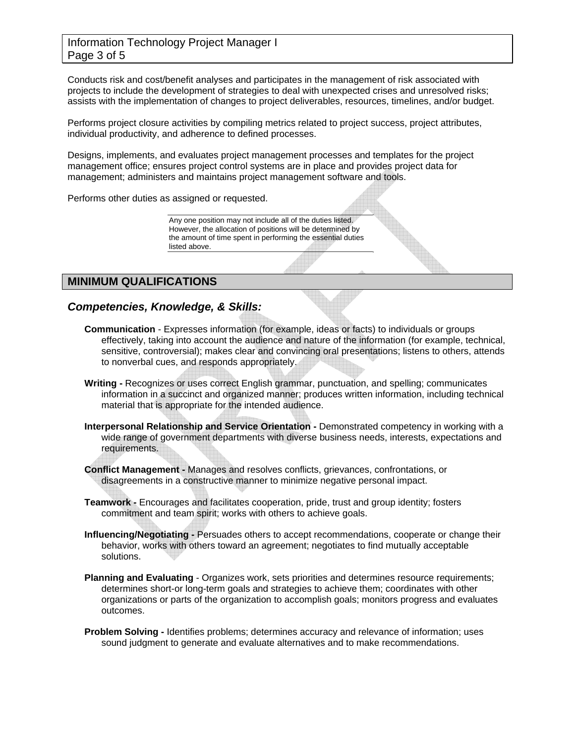Conducts risk and cost/benefit analyses and participates in the management of risk associated with projects to include the development of strategies to deal with unexpected crises and unresolved risks; assists with the implementation of changes to project deliverables, resources, timelines, and/or budget.

Performs project closure activities by compiling metrics related to project success, project attributes, individual productivity, and adherence to defined processes.

Designs, implements, and evaluates project management processes and templates for the project management office; ensures project control systems are in place and provides project data for management; administers and maintains project management software and tools.

Performs other duties as assigned or requested.

> Any one position may not include all of the duties listed. However, the allocation of positions will be determined by the amount of time spent in performing the essential duties listed above.

## MINIMUM QUALIFICATIONS

### *Competencies, Knowledge, & Skills:*

**Communication** - Expresses information (for example, ideas or facts) to individuals or groups effectively, taking into account the audience and nature of the information (for example, technical, sensitive, controversial); makes clear and convincing oral presentations; listens to others, attends to nonverbal cues, and responds appropriately.

**Writing -** Recognizes or uses correct English grammar, punctuation, and spelling; communicates information in a succinct and organized manner; produces written information, including technical material that is appropriate for the intended audience.

**Interpersonal Relationship and Service Orientation -** Demonstrated competency in working with a wide range of government departments with diverse business needs, interests, expectations and requirements.

**Conflict Management -** Manages and resolves conflicts, grievances, confrontations, or disagreements in a constructive manner to minimize negative personal impact.

**Teamwork -** Encourages and facilitates cooperation, pride, trust and group identity; fosters commitment and team spirit; works with others to achieve goals.

**Influencing/Negotiating -** Persuades others to accept recommendations, cooperate or change their behavior, works with others toward an agreement; negotiates to find mutually acceptable solutions.

**Planning and Evaluating** - Organizes work, sets priorities and determines resource requirements; determines short-or long-term goals and strategies to achieve them; coordinates with other organizations or parts of the organization to accomplish goals; monitors progress and evaluates outcomes.

**Problem Solving -** Identifies problems; determines accuracy and relevance of information; uses sound judgment to generate and evaluate alternatives and to make recommendations.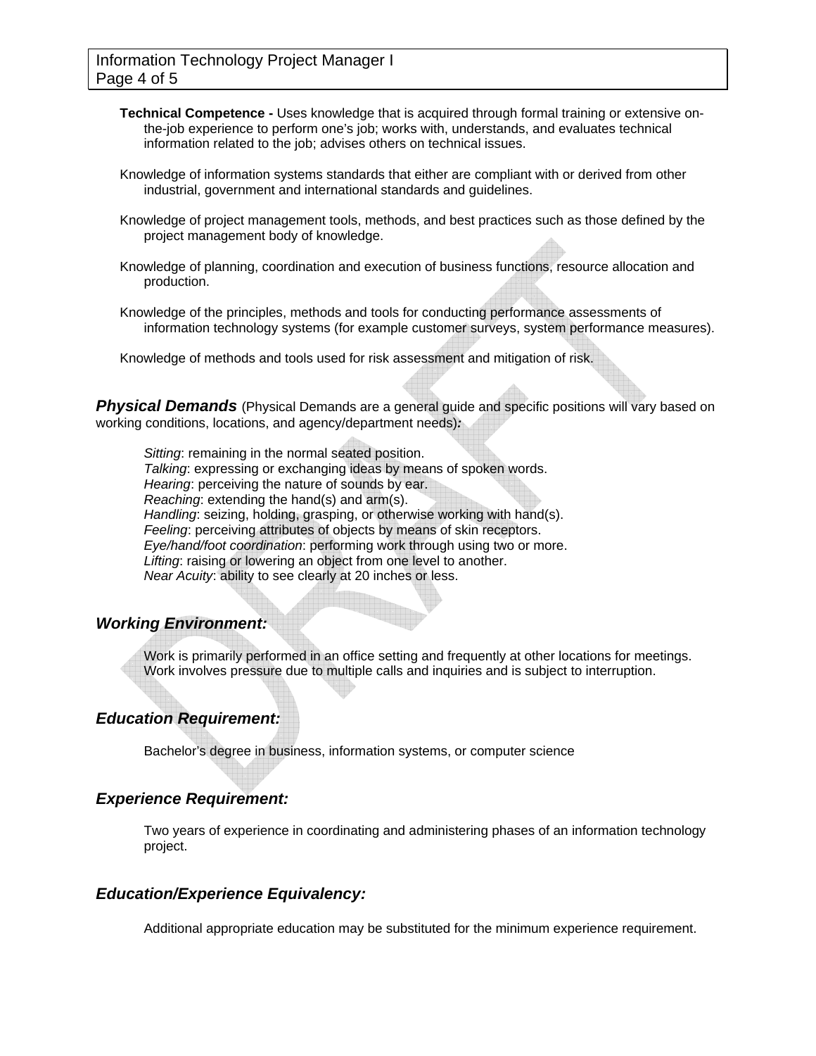**Technical Competence -** Uses knowledge that is acquired through formal training or extensive on-the-job experience to perform one's job; works with, understands, and evaluates technical information related to the job; advises others on technical issues.

Knowledge of information systems standards that either are compliant with or derived from other industrial, government and international standards and guidelines.

Knowledge of project management tools, methods, and best practices such as those defined by the project management body of knowledge.

Knowledge of planning, coordination and execution of business functions, resource allocation and production.

Knowledge of the principles, methods and tools for conducting performance assessments of information technology systems (for example customer surveys, system performance measures).

Knowledge of methods and tools used for risk assessment and mitigation of risk.

## ***Physical Demands*** (Physical Demands are a general guide and specific positions will vary based on working conditions, locations, and agency/department needs)***:***

*Sitting*: remaining in the normal seated position.
*Talking*: expressing or exchanging ideas by means of spoken words.
*Hearing*: perceiving the nature of sounds by ear.
*Reaching*: extending the hand(s) and arm(s).
*Handling*: seizing, holding, grasping, or otherwise working with hand(s).
*Feeling*: perceiving attributes of objects by means of skin receptors.
*Eye/hand/foot coordination*: performing work through using two or more.
*Lifting*: raising or lowering an object from one level to another.
*Near Acuity*: ability to see clearly at 20 inches or less.

## ***Working Environment:***

Work is primarily performed in an office setting and frequently at other locations for meetings. Work involves pressure due to multiple calls and inquiries and is subject to interruption.

## ***Education Requirement:***

Bachelor's degree in business, information systems, or computer science

## ***Experience Requirement:***

Two years of experience in coordinating and administering phases of an information technology project.

## ***Education/Experience Equivalency:***

Additional appropriate education may be substituted for the minimum experience requirement.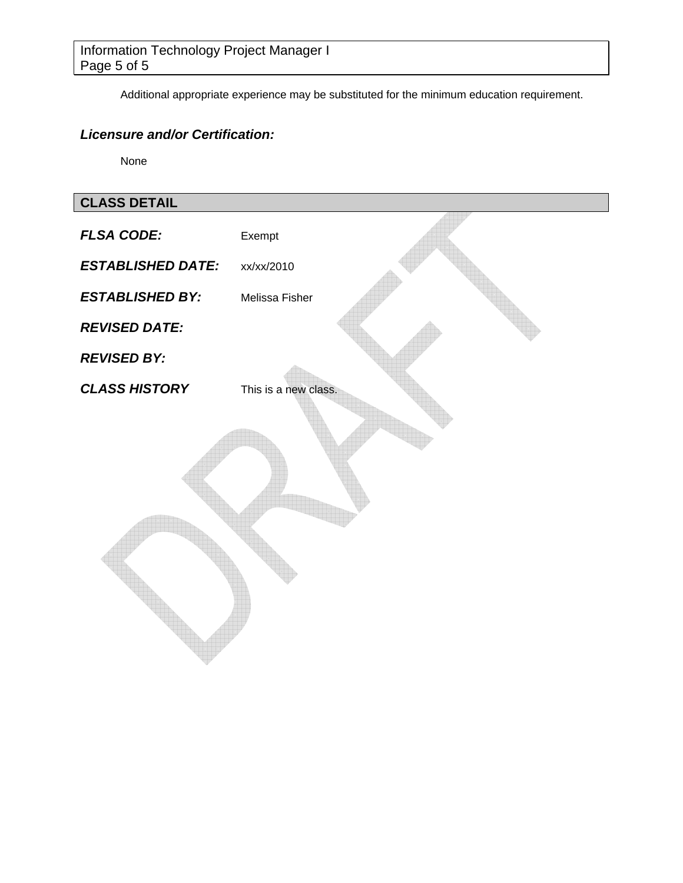Additional appropriate experience may be substituted for the minimum education requirement.

### *Licensure and/or Certification:*

None

## CLASS DETAIL

***FLSA CODE:*** Exempt

***ESTABLISHED DATE:*** xx/xx/2010

***ESTABLISHED BY:*** Melissa Fisher

***REVISED DATE:***

***REVISED BY:***

***CLASS HISTORY*** This is a new class.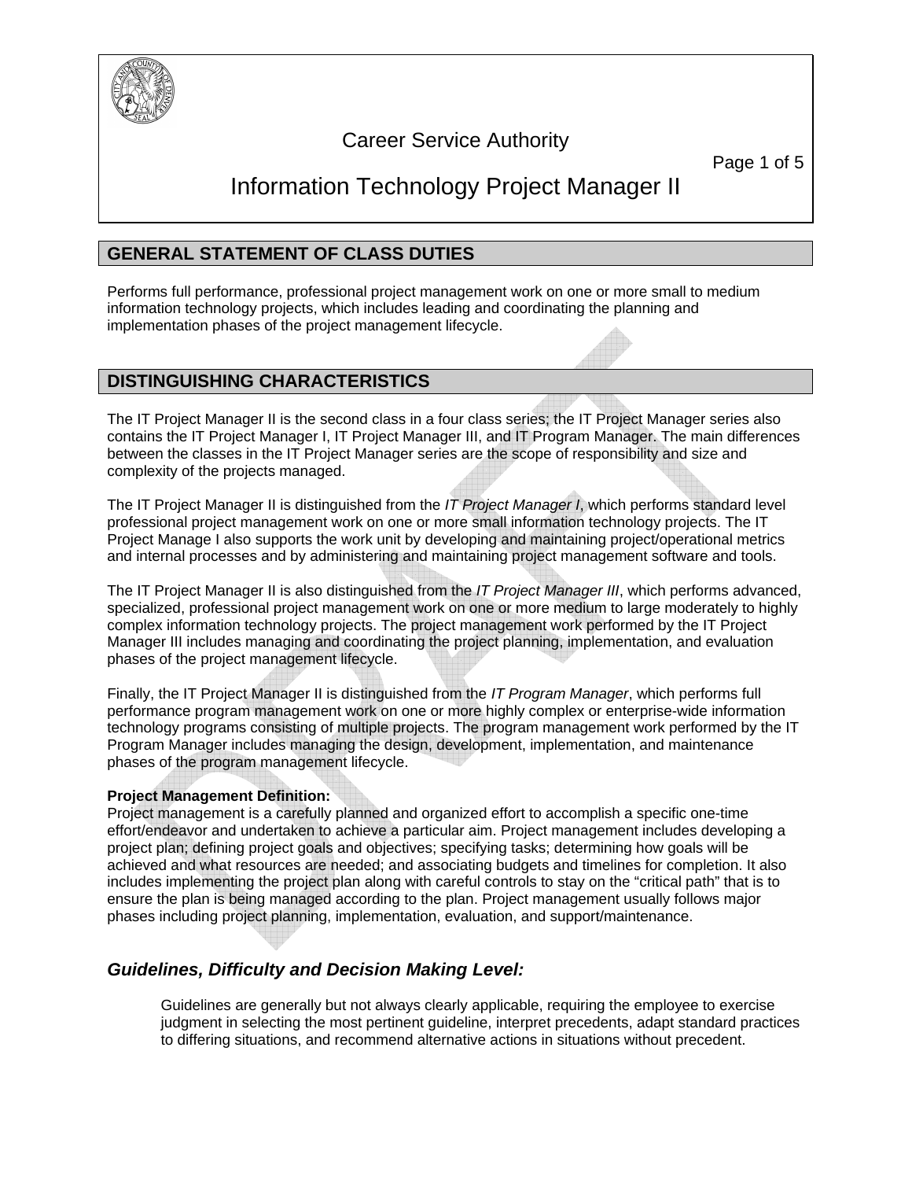Career Service Authority

# Information Technology Project Manager II

## GENERAL STATEMENT OF CLASS DUTIES

Performs full performance, professional project management work on one or more small to medium information technology projects, which includes leading and coordinating the planning and implementation phases of the project management lifecycle.

## DISTINGUISHING CHARACTERISTICS

The IT Project Manager II is the second class in a four class series; the IT Project Manager series also contains the IT Project Manager I, IT Project Manager III, and IT Program Manager. The main differences between the classes in the IT Project Manager series are the scope of responsibility and size and complexity of the projects managed.

The IT Project Manager II is distinguished from the *IT Project Manager I*, which performs standard level professional project management work on one or more small information technology projects. The IT Project Manage I also supports the work unit by developing and maintaining project/operational metrics and internal processes and by administering and maintaining project management software and tools.

The IT Project Manager II is also distinguished from the *IT Project Manager III*, which performs advanced, specialized, professional project management work on one or more medium to large moderately to highly complex information technology projects. The project management work performed by the IT Project Manager III includes managing and coordinating the project planning, implementation, and evaluation phases of the project management lifecycle.

Finally, the IT Project Manager II is distinguished from the *IT Program Manager*, which performs full performance program management work on one or more highly complex or enterprise-wide information technology programs consisting of multiple projects. The program management work performed by the IT Program Manager includes managing the design, development, implementation, and maintenance phases of the program management lifecycle.

**Project Management Definition:**
Project management is a carefully planned and organized effort to accomplish a specific one-time effort/endeavor and undertaken to achieve a particular aim. Project management includes developing a project plan; defining project goals and objectives; specifying tasks; determining how goals will be achieved and what resources are needed; and associating budgets and timelines for completion. It also includes implementing the project plan along with careful controls to stay on the "critical path" that is to ensure the plan is being managed according to the plan. Project management usually follows major phases including project planning, implementation, evaluation, and support/maintenance.

### *Guidelines, Difficulty and Decision Making Level:*

Guidelines are generally but not always clearly applicable, requiring the employee to exercise judgment in selecting the most pertinent guideline, interpret precedents, adapt standard practices to differing situations, and recommend alternative actions in situations without precedent.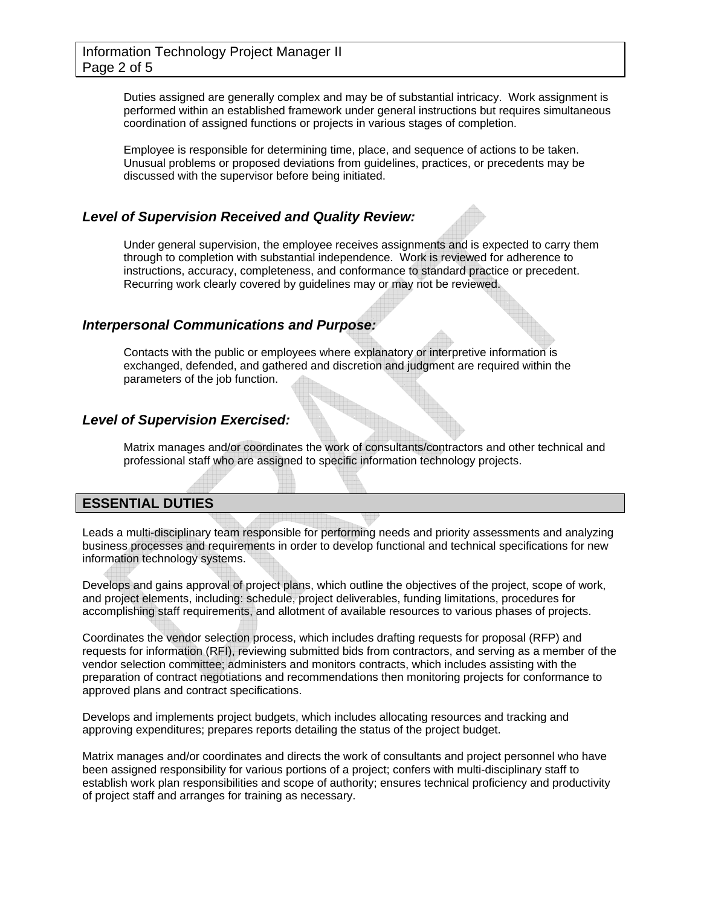Duties assigned are generally complex and may be of substantial intricacy. Work assignment is performed within an established framework under general instructions but requires simultaneous coordination of assigned functions or projects in various stages of completion.

Employee is responsible for determining time, place, and sequence of actions to be taken. Unusual problems or proposed deviations from guidelines, practices, or precedents may be discussed with the supervisor before being initiated.

### *Level of Supervision Received and Quality Review:*

Under general supervision, the employee receives assignments and is expected to carry them through to completion with substantial independence. Work is reviewed for adherence to instructions, accuracy, completeness, and conformance to standard practice or precedent. Recurring work clearly covered by guidelines may or may not be reviewed.

### *Interpersonal Communications and Purpose:*

Contacts with the public or employees where explanatory or interpretive information is exchanged, defended, and gathered and discretion and judgment are required within the parameters of the job function.

### *Level of Supervision Exercised:*

Matrix manages and/or coordinates the work of consultants/contractors and other technical and professional staff who are assigned to specific information technology projects.

## ESSENTIAL DUTIES

Leads a multi-disciplinary team responsible for performing needs and priority assessments and analyzing business processes and requirements in order to develop functional and technical specifications for new information technology systems.

Develops and gains approval of project plans, which outline the objectives of the project, scope of work, and project elements, including: schedule, project deliverables, funding limitations, procedures for accomplishing staff requirements, and allotment of available resources to various phases of projects.

Coordinates the vendor selection process, which includes drafting requests for proposal (RFP) and requests for information (RFI), reviewing submitted bids from contractors, and serving as a member of the vendor selection committee; administers and monitors contracts, which includes assisting with the preparation of contract negotiations and recommendations then monitoring projects for conformance to approved plans and contract specifications.

Develops and implements project budgets, which includes allocating resources and tracking and approving expenditures; prepares reports detailing the status of the project budget.

Matrix manages and/or coordinates and directs the work of consultants and project personnel who have been assigned responsibility for various portions of a project; confers with multi-disciplinary staff to establish work plan responsibilities and scope of authority; ensures technical proficiency and productivity of project staff and arranges for training as necessary.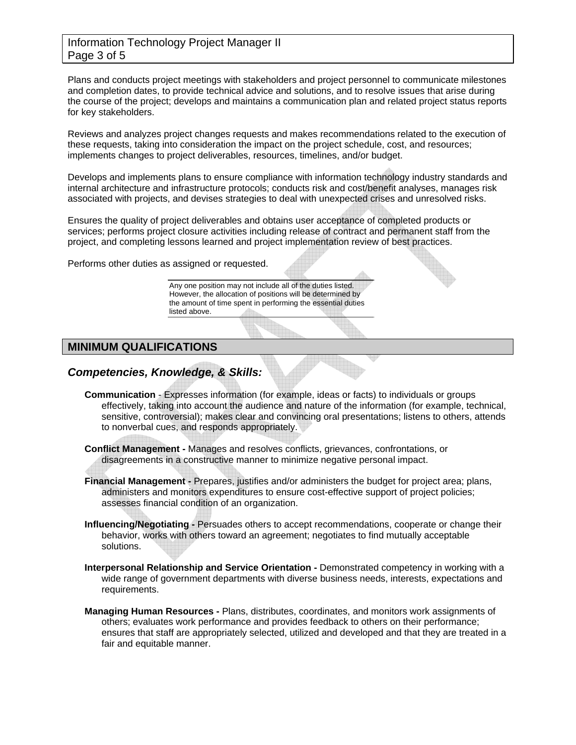Plans and conducts project meetings with stakeholders and project personnel to communicate milestones and completion dates, to provide technical advice and solutions, and to resolve issues that arise during the course of the project; develops and maintains a communication plan and related project status reports for key stakeholders.

Reviews and analyzes project changes requests and makes recommendations related to the execution of these requests, taking into consideration the impact on the project schedule, cost, and resources; implements changes to project deliverables, resources, timelines, and/or budget.

Develops and implements plans to ensure compliance with information technology industry standards and internal architecture and infrastructure protocols; conducts risk and cost/benefit analyses, manages risk associated with projects, and devises strategies to deal with unexpected crises and unresolved risks.

Ensures the quality of project deliverables and obtains user acceptance of completed products or services; performs project closure activities including release of contract and permanent staff from the project, and completing lessons learned and project implementation review of best practices.

Performs other duties as assigned or requested.

Any one position may not include all of the duties listed. However, the allocation of positions will be determined by the amount of time spent in performing the essential duties listed above.

## MINIMUM QUALIFICATIONS

### *Competencies, Knowledge, & Skills:*

**Communication** - Expresses information (for example, ideas or facts) to individuals or groups effectively, taking into account the audience and nature of the information (for example, technical, sensitive, controversial); makes clear and convincing oral presentations; listens to others, attends to nonverbal cues, and responds appropriately.

**Conflict Management -** Manages and resolves conflicts, grievances, confrontations, or disagreements in a constructive manner to minimize negative personal impact.

**Financial Management -** Prepares, justifies and/or administers the budget for project area; plans, administers and monitors expenditures to ensure cost-effective support of project policies; assesses financial condition of an organization.

**Influencing/Negotiating -** Persuades others to accept recommendations, cooperate or change their behavior, works with others toward an agreement; negotiates to find mutually acceptable solutions.

**Interpersonal Relationship and Service Orientation -** Demonstrated competency in working with a wide range of government departments with diverse business needs, interests, expectations and requirements.

**Managing Human Resources -** Plans, distributes, coordinates, and monitors work assignments of others; evaluates work performance and provides feedback to others on their performance; ensures that staff are appropriately selected, utilized and developed and that they are treated in a fair and equitable manner.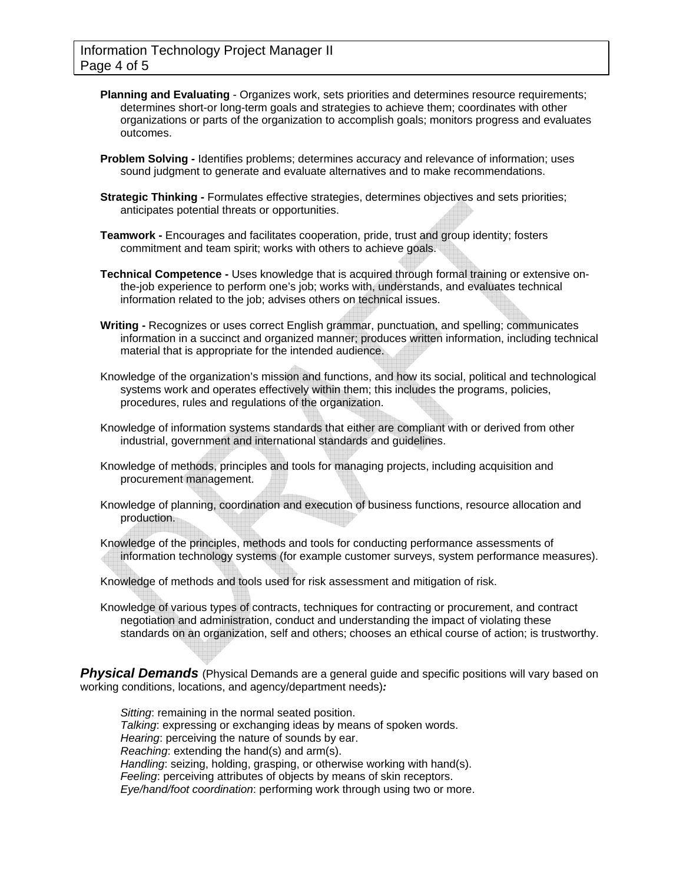**Planning and Evaluating** - Organizes work, sets priorities and determines resource requirements; determines short-or long-term goals and strategies to achieve them; coordinates with other organizations or parts of the organization to accomplish goals; monitors progress and evaluates outcomes.

**Problem Solving -** Identifies problems; determines accuracy and relevance of information; uses sound judgment to generate and evaluate alternatives and to make recommendations.

**Strategic Thinking -** Formulates effective strategies, determines objectives and sets priorities; anticipates potential threats or opportunities.

**Teamwork -** Encourages and facilitates cooperation, pride, trust and group identity; fosters commitment and team spirit; works with others to achieve goals.

**Technical Competence -** Uses knowledge that is acquired through formal training or extensive on-the-job experience to perform one's job; works with, understands, and evaluates technical information related to the job; advises others on technical issues.

**Writing -** Recognizes or uses correct English grammar, punctuation, and spelling; communicates information in a succinct and organized manner; produces written information, including technical material that is appropriate for the intended audience.

Knowledge of the organization's mission and functions, and how its social, political and technological systems work and operates effectively within them; this includes the programs, policies, procedures, rules and regulations of the organization.

Knowledge of information systems standards that either are compliant with or derived from other industrial, government and international standards and guidelines.

Knowledge of methods, principles and tools for managing projects, including acquisition and procurement management.

Knowledge of planning, coordination and execution of business functions, resource allocation and production.

Knowledge of the principles, methods and tools for conducting performance assessments of information technology systems (for example customer surveys, system performance measures).

Knowledge of methods and tools used for risk assessment and mitigation of risk.

Knowledge of various types of contracts, techniques for contracting or procurement, and contract negotiation and administration, conduct and understanding the impact of violating these standards on an organization, self and others; chooses an ethical course of action; is trustworthy.

***Physical Demands*** (Physical Demands are a general guide and specific positions will vary based on working conditions, locations, and agency/department needs)***:***

*Sitting*: remaining in the normal seated position.
*Talking*: expressing or exchanging ideas by means of spoken words.
*Hearing*: perceiving the nature of sounds by ear.
*Reaching*: extending the hand(s) and arm(s).
*Handling*: seizing, holding, grasping, or otherwise working with hand(s).
*Feeling*: perceiving attributes of objects by means of skin receptors.
*Eye/hand/foot coordination*: performing work through using two or more.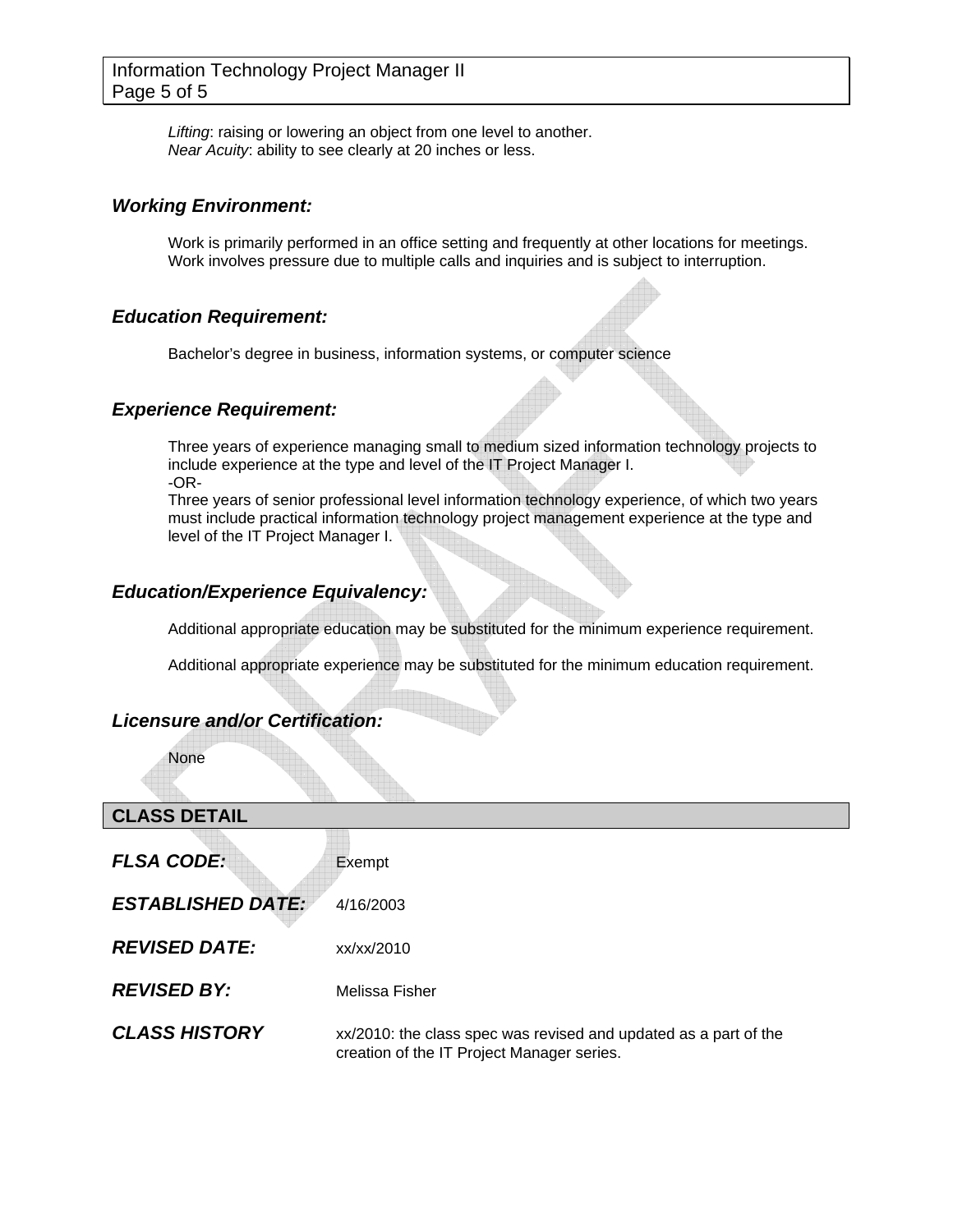*Lifting*: raising or lowering an object from one level to another.
*Near Acuity*: ability to see clearly at 20 inches or less.

### *Working Environment:*

Work is primarily performed in an office setting and frequently at other locations for meetings. Work involves pressure due to multiple calls and inquiries and is subject to interruption.

### *Education Requirement:*

Bachelor's degree in business, information systems, or computer science

### *Experience Requirement:*

Three years of experience managing small to medium sized information technology projects to include experience at the type and level of the IT Project Manager I.
-OR-
Three years of senior professional level information technology experience, of which two years must include practical information technology project management experience at the type and level of the IT Project Manager I.

### *Education/Experience Equivalency:*

Additional appropriate education may be substituted for the minimum experience requirement.

Additional appropriate experience may be substituted for the minimum education requirement.

### *Licensure and/or Certification:*

None

## CLASS DETAIL

***FLSA CODE:*** Exempt

***ESTABLISHED DATE:*** 4/16/2003

***REVISED DATE:*** xx/xx/2010

***REVISED BY:*** Melissa Fisher

***CLASS HISTORY*** xx/2010: the class spec was revised and updated as a part of the creation of the IT Project Manager series.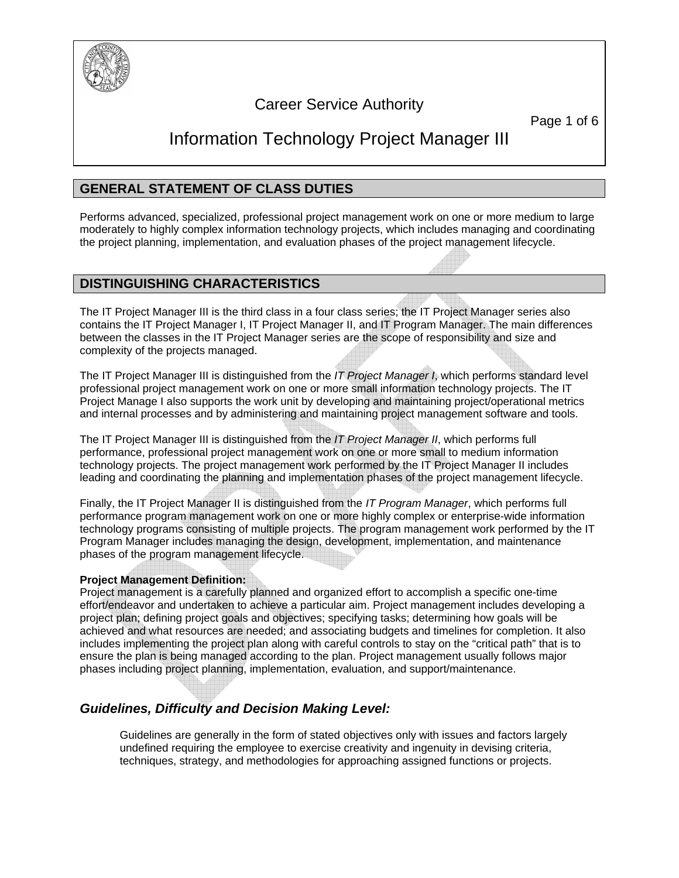Career Service Authority

# Information Technology Project Manager III

## GENERAL STATEMENT OF CLASS DUTIES

Performs advanced, specialized, professional project management work on one or more medium to large moderately to highly complex information technology projects, which includes managing and coordinating the project planning, implementation, and evaluation phases of the project management lifecycle.

## DISTINGUISHING CHARACTERISTICS

The IT Project Manager III is the third class in a four class series; the IT Project Manager series also contains the IT Project Manager I, IT Project Manager II, and IT Program Manager. The main differences between the classes in the IT Project Manager series are the scope of responsibility and size and complexity of the projects managed.

The IT Project Manager III is distinguished from the *IT Project Manager I*, which performs standard level professional project management work on one or more small information technology projects. The IT Project Manage I also supports the work unit by developing and maintaining project/operational metrics and internal processes and by administering and maintaining project management software and tools.

The IT Project Manager III is distinguished from the *IT Project Manager II*, which performs full performance, professional project management work on one or more small to medium information technology projects. The project management work performed by the IT Project Manager II includes leading and coordinating the planning and implementation phases of the project management lifecycle.

Finally, the IT Project Manager II is distinguished from the *IT Program Manager*, which performs full performance program management work on one or more highly complex or enterprise-wide information technology programs consisting of multiple projects. The program management work performed by the IT Program Manager includes managing the design, development, implementation, and maintenance phases of the program management lifecycle.

**Project Management Definition:**
Project management is a carefully planned and organized effort to accomplish a specific one-time effort/endeavor and undertaken to achieve a particular aim. Project management includes developing a project plan; defining project goals and objectives; specifying tasks; determining how goals will be achieved and what resources are needed; and associating budgets and timelines for completion. It also includes implementing the project plan along with careful controls to stay on the "critical path" that is to ensure the plan is being managed according to the plan. Project management usually follows major phases including project planning, implementation, evaluation, and support/maintenance.

### *Guidelines, Difficulty and Decision Making Level:*

Guidelines are generally in the form of stated objectives only with issues and factors largely undefined requiring the employee to exercise creativity and ingenuity in devising criteria, techniques, strategy, and methodologies for approaching assigned functions or projects.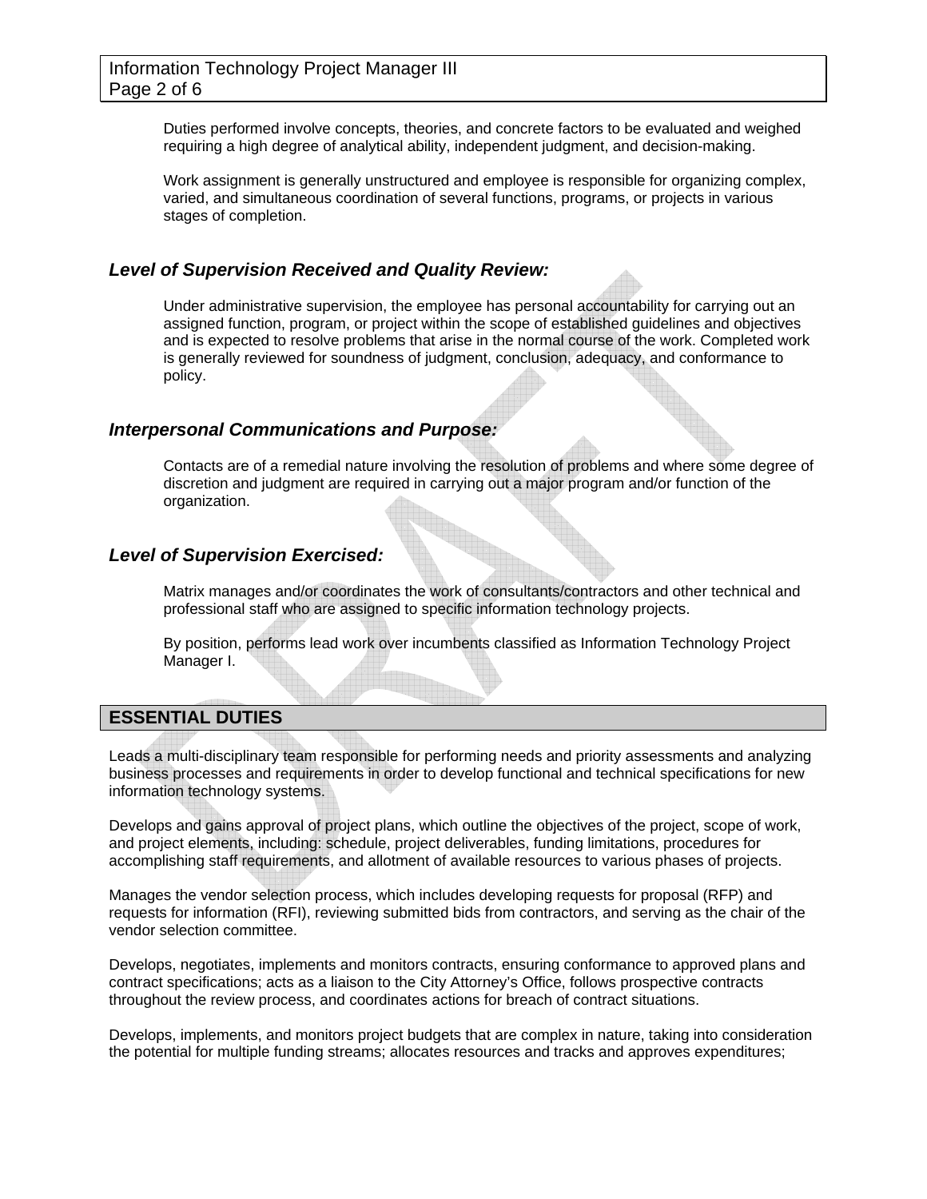Duties performed involve concepts, theories, and concrete factors to be evaluated and weighed requiring a high degree of analytical ability, independent judgment, and decision-making.

Work assignment is generally unstructured and employee is responsible for organizing complex, varied, and simultaneous coordination of several functions, programs, or projects in various stages of completion.

### *Level of Supervision Received and Quality Review:*

Under administrative supervision, the employee has personal accountability for carrying out an assigned function, program, or project within the scope of established guidelines and objectives and is expected to resolve problems that arise in the normal course of the work. Completed work is generally reviewed for soundness of judgment, conclusion, adequacy, and conformance to policy.

### *Interpersonal Communications and Purpose:*

Contacts are of a remedial nature involving the resolution of problems and where some degree of discretion and judgment are required in carrying out a major program and/or function of the organization.

### *Level of Supervision Exercised:*

Matrix manages and/or coordinates the work of consultants/contractors and other technical and professional staff who are assigned to specific information technology projects.

By position, performs lead work over incumbents classified as Information Technology Project Manager I.

## ESSENTIAL DUTIES

Leads a multi-disciplinary team responsible for performing needs and priority assessments and analyzing business processes and requirements in order to develop functional and technical specifications for new information technology systems.

Develops and gains approval of project plans, which outline the objectives of the project, scope of work, and project elements, including: schedule, project deliverables, funding limitations, procedures for accomplishing staff requirements, and allotment of available resources to various phases of projects.

Manages the vendor selection process, which includes developing requests for proposal (RFP) and requests for information (RFI), reviewing submitted bids from contractors, and serving as the chair of the vendor selection committee.

Develops, negotiates, implements and monitors contracts, ensuring conformance to approved plans and contract specifications; acts as a liaison to the City Attorney's Office, follows prospective contracts throughout the review process, and coordinates actions for breach of contract situations.

Develops, implements, and monitors project budgets that are complex in nature, taking into consideration the potential for multiple funding streams; allocates resources and tracks and approves expenditures;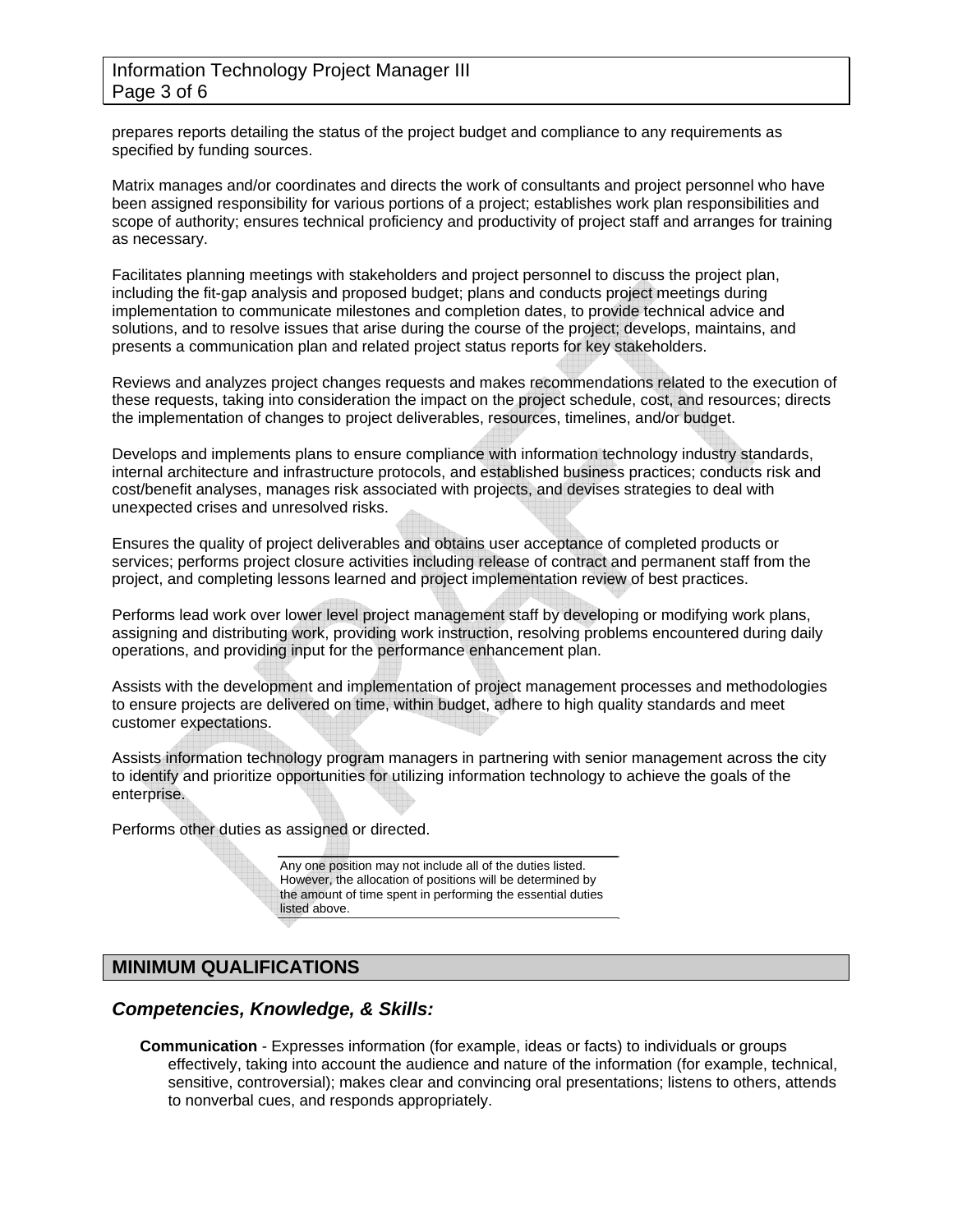prepares reports detailing the status of the project budget and compliance to any requirements as specified by funding sources.

Matrix manages and/or coordinates and directs the work of consultants and project personnel who have been assigned responsibility for various portions of a project; establishes work plan responsibilities and scope of authority; ensures technical proficiency and productivity of project staff and arranges for training as necessary.

Facilitates planning meetings with stakeholders and project personnel to discuss the project plan, including the fit-gap analysis and proposed budget; plans and conducts project meetings during implementation to communicate milestones and completion dates, to provide technical advice and solutions, and to resolve issues that arise during the course of the project; develops, maintains, and presents a communication plan and related project status reports for key stakeholders.

Reviews and analyzes project changes requests and makes recommendations related to the execution of these requests, taking into consideration the impact on the project schedule, cost, and resources; directs the implementation of changes to project deliverables, resources, timelines, and/or budget.

Develops and implements plans to ensure compliance with information technology industry standards, internal architecture and infrastructure protocols, and established business practices; conducts risk and cost/benefit analyses, manages risk associated with projects, and devises strategies to deal with unexpected crises and unresolved risks.

Ensures the quality of project deliverables and obtains user acceptance of completed products or services; performs project closure activities including release of contract and permanent staff from the project, and completing lessons learned and project implementation review of best practices.

Performs lead work over lower level project management staff by developing or modifying work plans, assigning and distributing work, providing work instruction, resolving problems encountered during daily operations, and providing input for the performance enhancement plan.

Assists with the development and implementation of project management processes and methodologies to ensure projects are delivered on time, within budget, adhere to high quality standards and meet customer expectations.

Assists information technology program managers in partnering with senior management across the city to identify and prioritize opportunities for utilizing information technology to achieve the goals of the enterprise.

Performs other duties as assigned or directed.

Any one position may not include all of the duties listed. However, the allocation of positions will be determined by the amount of time spent in performing the essential duties listed above.

## MINIMUM QUALIFICATIONS

### *Competencies, Knowledge, & Skills:*

**Communication** - Expresses information (for example, ideas or facts) to individuals or groups effectively, taking into account the audience and nature of the information (for example, technical, sensitive, controversial); makes clear and convincing oral presentations; listens to others, attends to nonverbal cues, and responds appropriately.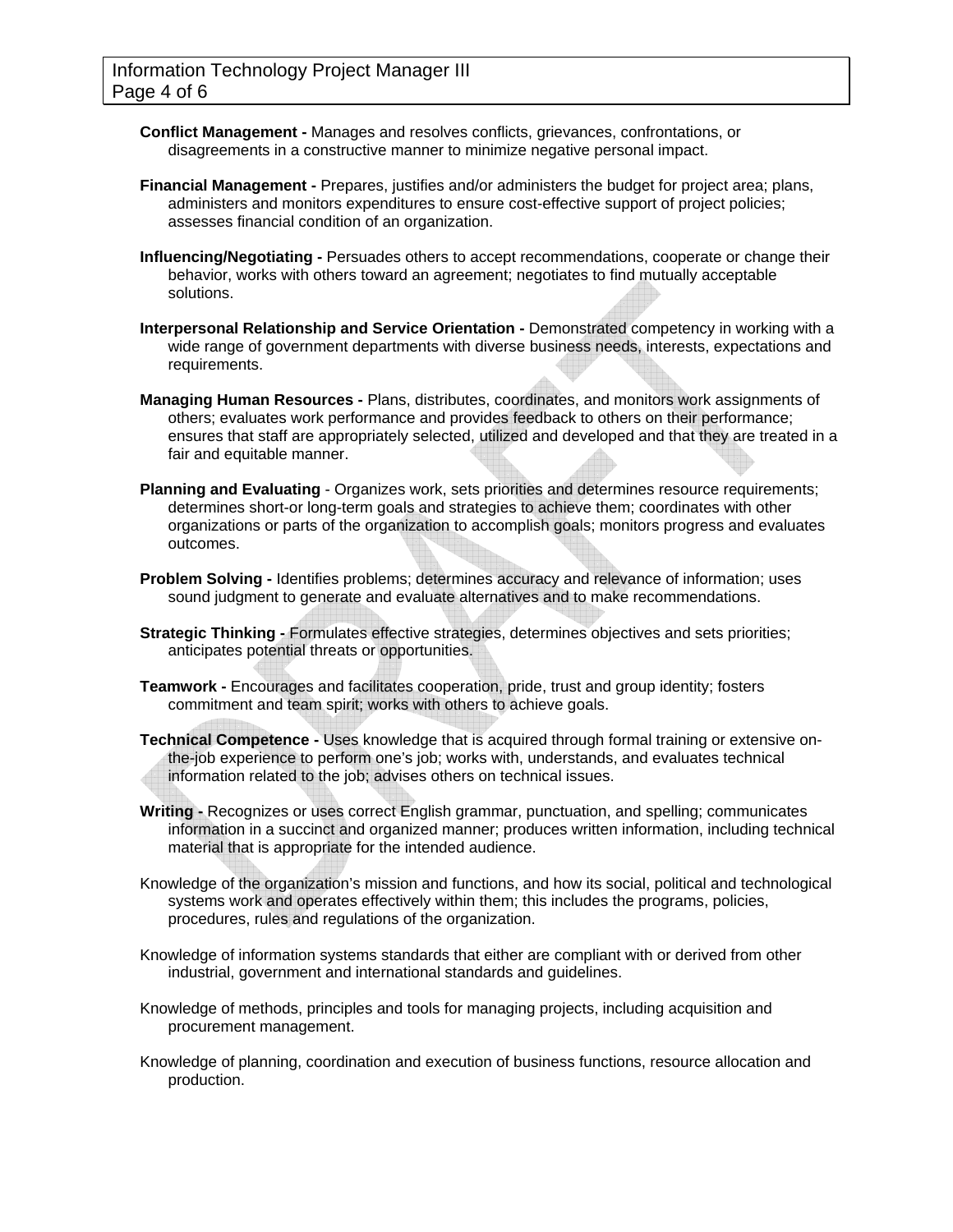**Conflict Management -** Manages and resolves conflicts, grievances, confrontations, or disagreements in a constructive manner to minimize negative personal impact.

**Financial Management -** Prepares, justifies and/or administers the budget for project area; plans, administers and monitors expenditures to ensure cost-effective support of project policies; assesses financial condition of an organization.

**Influencing/Negotiating -** Persuades others to accept recommendations, cooperate or change their behavior, works with others toward an agreement; negotiates to find mutually acceptable solutions.

**Interpersonal Relationship and Service Orientation -** Demonstrated competency in working with a wide range of government departments with diverse business needs, interests, expectations and requirements.

**Managing Human Resources -** Plans, distributes, coordinates, and monitors work assignments of others; evaluates work performance and provides feedback to others on their performance; ensures that staff are appropriately selected, utilized and developed and that they are treated in a fair and equitable manner.

**Planning and Evaluating** - Organizes work, sets priorities and determines resource requirements; determines short-or long-term goals and strategies to achieve them; coordinates with other organizations or parts of the organization to accomplish goals; monitors progress and evaluates outcomes.

**Problem Solving -** Identifies problems; determines accuracy and relevance of information; uses sound judgment to generate and evaluate alternatives and to make recommendations.

**Strategic Thinking -** Formulates effective strategies, determines objectives and sets priorities; anticipates potential threats or opportunities.

**Teamwork -** Encourages and facilitates cooperation, pride, trust and group identity; fosters commitment and team spirit; works with others to achieve goals.

**Technical Competence -** Uses knowledge that is acquired through formal training or extensive on-the-job experience to perform one's job; works with, understands, and evaluates technical information related to the job; advises others on technical issues.

**Writing -** Recognizes or uses correct English grammar, punctuation, and spelling; communicates information in a succinct and organized manner; produces written information, including technical material that is appropriate for the intended audience.

Knowledge of the organization's mission and functions, and how its social, political and technological systems work and operates effectively within them; this includes the programs, policies, procedures, rules and regulations of the organization.

Knowledge of information systems standards that either are compliant with or derived from other industrial, government and international standards and guidelines.

Knowledge of methods, principles and tools for managing projects, including acquisition and procurement management.

Knowledge of planning, coordination and execution of business functions, resource allocation and production.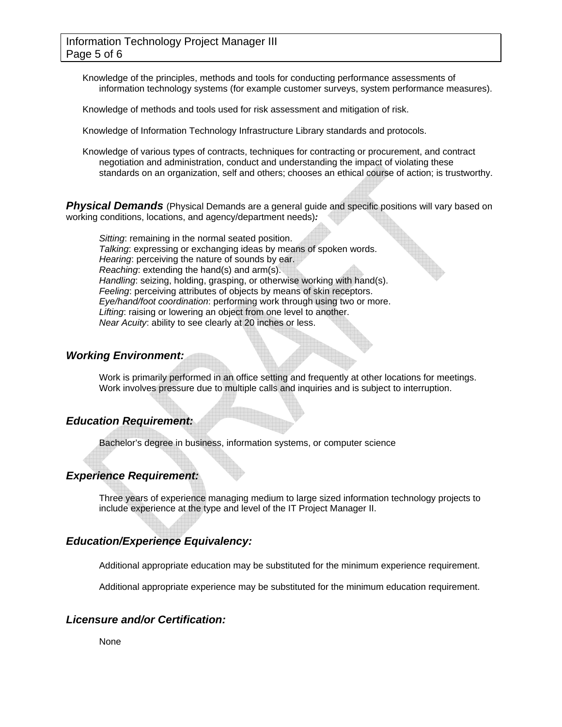Knowledge of the principles, methods and tools for conducting performance assessments of information technology systems (for example customer surveys, system performance measures).

Knowledge of methods and tools used for risk assessment and mitigation of risk.

Knowledge of Information Technology Infrastructure Library standards and protocols.

Knowledge of various types of contracts, techniques for contracting or procurement, and contract negotiation and administration, conduct and understanding the impact of violating these standards on an organization, self and others; chooses an ethical course of action; is trustworthy.

### *Physical Demands* (Physical Demands are a general guide and specific positions will vary based on working conditions, locations, and agency/department needs)*:*

*Sitting*: remaining in the normal seated position.
*Talking*: expressing or exchanging ideas by means of spoken words.
*Hearing*: perceiving the nature of sounds by ear.
*Reaching*: extending the hand(s) and arm(s).
*Handling*: seizing, holding, grasping, or otherwise working with hand(s).
*Feeling*: perceiving attributes of objects by means of skin receptors.
*Eye/hand/foot coordination*: performing work through using two or more.
*Lifting*: raising or lowering an object from one level to another.
*Near Acuity*: ability to see clearly at 20 inches or less.

### *Working Environment:*

Work is primarily performed in an office setting and frequently at other locations for meetings. Work involves pressure due to multiple calls and inquiries and is subject to interruption.

### *Education Requirement:*

Bachelor's degree in business, information systems, or computer science

### *Experience Requirement:*

Three years of experience managing medium to large sized information technology projects to include experience at the type and level of the IT Project Manager II.

### *Education/Experience Equivalency:*

Additional appropriate education may be substituted for the minimum experience requirement.

Additional appropriate experience may be substituted for the minimum education requirement.

### *Licensure and/or Certification:*

None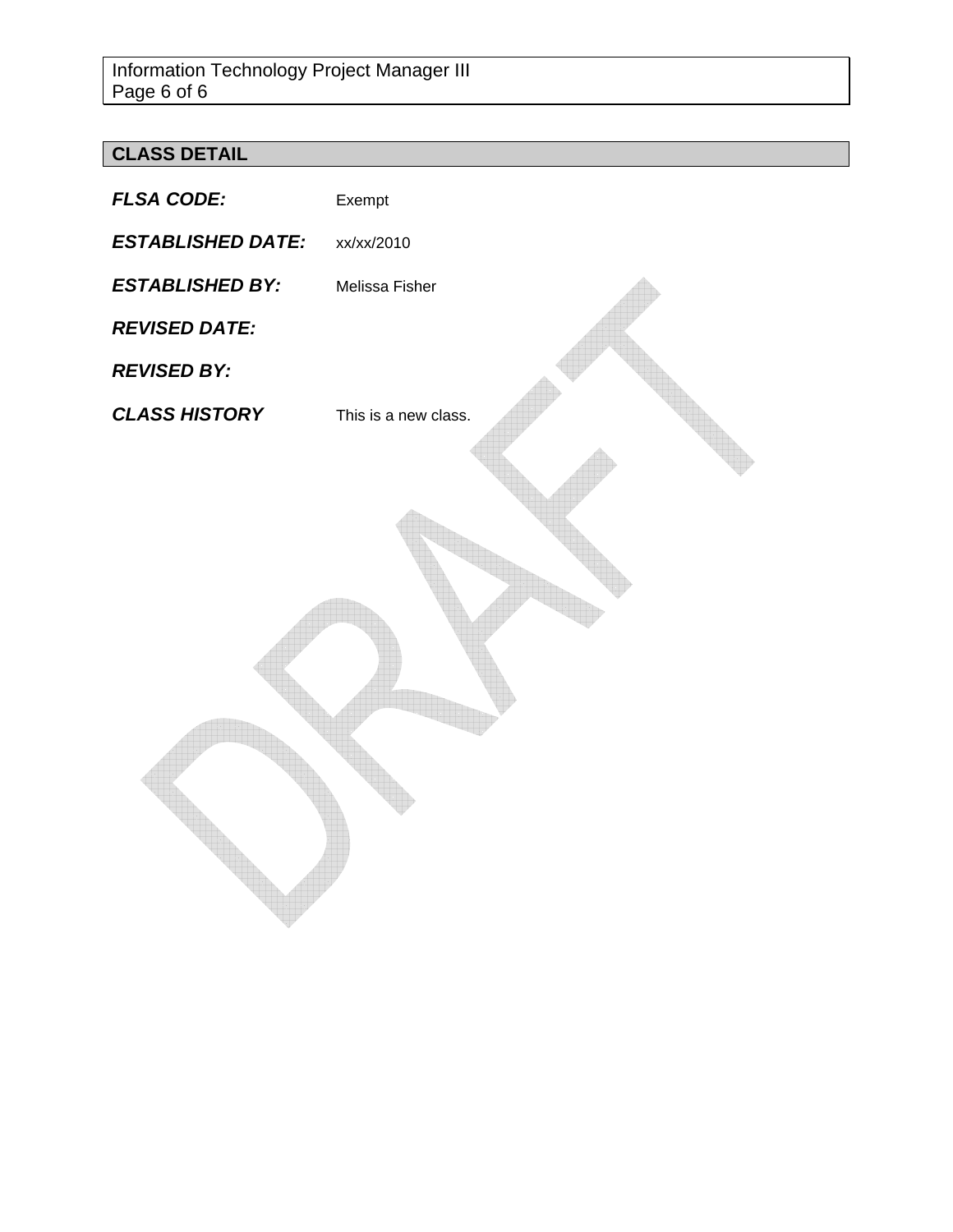## CLASS DETAIL

***FLSA CODE:*** Exempt

***ESTABLISHED DATE:*** xx/xx/2010

***ESTABLISHED BY:*** Melissa Fisher

***REVISED DATE:***

***REVISED BY:***

***CLASS HISTORY*** This is a new class.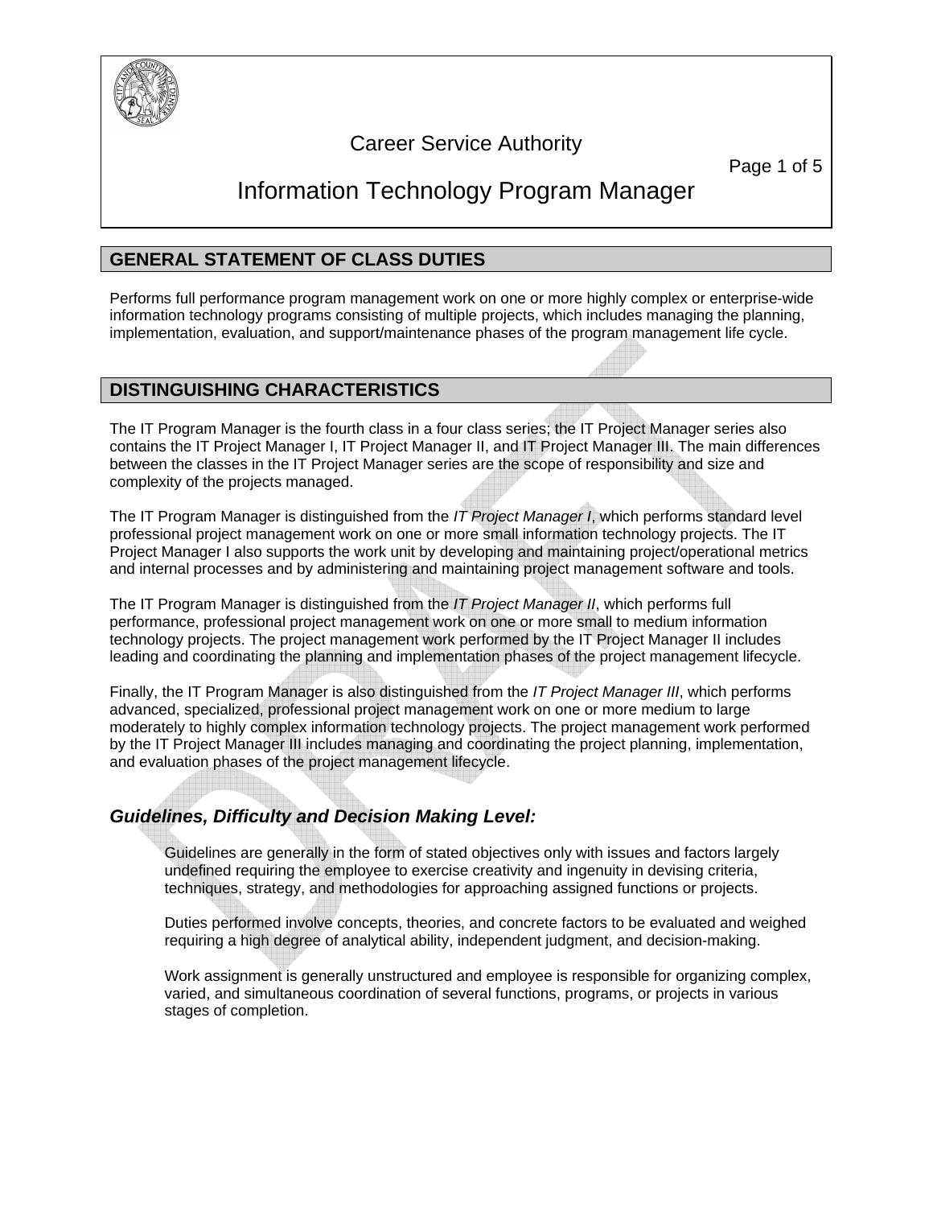# Career Service Authority

# Information Technology Program Manager

## GENERAL STATEMENT OF CLASS DUTIES

Performs full performance program management work on one or more highly complex or enterprise-wide information technology programs consisting of multiple projects, which includes managing the planning, implementation, evaluation, and support/maintenance phases of the program management life cycle.

## DISTINGUISHING CHARACTERISTICS

The IT Program Manager is the fourth class in a four class series; the IT Project Manager series also contains the IT Project Manager I, IT Project Manager II, and IT Project Manager III. The main differences between the classes in the IT Project Manager series are the scope of responsibility and size and complexity of the projects managed.

The IT Program Manager is distinguished from the *IT Project Manager I*, which performs standard level professional project management work on one or more small information technology projects. The IT Project Manager I also supports the work unit by developing and maintaining project/operational metrics and internal processes and by administering and maintaining project management software and tools.

The IT Program Manager is distinguished from the *IT Project Manager II*, which performs full performance, professional project management work on one or more small to medium information technology projects. The project management work performed by the IT Project Manager II includes leading and coordinating the planning and implementation phases of the project management lifecycle.

Finally, the IT Program Manager is also distinguished from the *IT Project Manager III*, which performs advanced, specialized, professional project management work on one or more medium to large moderately to highly complex information technology projects. The project management work performed by the IT Project Manager III includes managing and coordinating the project planning, implementation, and evaluation phases of the project management lifecycle.

### *Guidelines, Difficulty and Decision Making Level:*

Guidelines are generally in the form of stated objectives only with issues and factors largely undefined requiring the employee to exercise creativity and ingenuity in devising criteria, techniques, strategy, and methodologies for approaching assigned functions or projects.

Duties performed involve concepts, theories, and concrete factors to be evaluated and weighed requiring a high degree of analytical ability, independent judgment, and decision-making.

Work assignment is generally unstructured and employee is responsible for organizing complex, varied, and simultaneous coordination of several functions, programs, or projects in various stages of completion.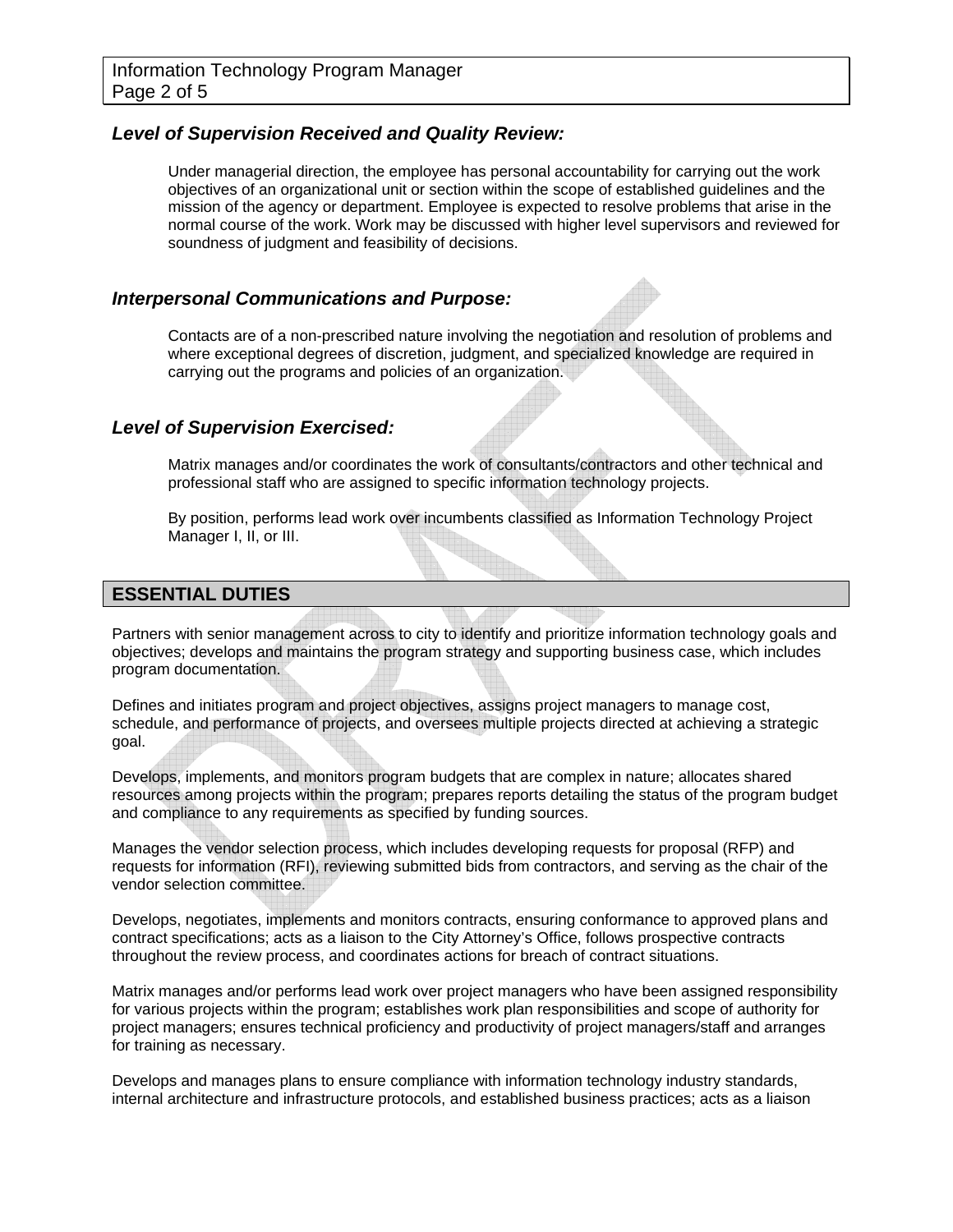### *Level of Supervision Received and Quality Review:*

Under managerial direction, the employee has personal accountability for carrying out the work objectives of an organizational unit or section within the scope of established guidelines and the mission of the agency or department. Employee is expected to resolve problems that arise in the normal course of the work. Work may be discussed with higher level supervisors and reviewed for soundness of judgment and feasibility of decisions.

### *Interpersonal Communications and Purpose:*

Contacts are of a non-prescribed nature involving the negotiation and resolution of problems and where exceptional degrees of discretion, judgment, and specialized knowledge are required in carrying out the programs and policies of an organization.

### *Level of Supervision Exercised:*

Matrix manages and/or coordinates the work of consultants/contractors and other technical and professional staff who are assigned to specific information technology projects.

By position, performs lead work over incumbents classified as Information Technology Project Manager I, II, or III.

## ESSENTIAL DUTIES

Partners with senior management across to city to identify and prioritize information technology goals and objectives; develops and maintains the program strategy and supporting business case, which includes program documentation.

Defines and initiates program and project objectives, assigns project managers to manage cost, schedule, and performance of projects, and oversees multiple projects directed at achieving a strategic goal.

Develops, implements, and monitors program budgets that are complex in nature; allocates shared resources among projects within the program; prepares reports detailing the status of the program budget and compliance to any requirements as specified by funding sources.

Manages the vendor selection process, which includes developing requests for proposal (RFP) and requests for information (RFI), reviewing submitted bids from contractors, and serving as the chair of the vendor selection committee.

Develops, negotiates, implements and monitors contracts, ensuring conformance to approved plans and contract specifications; acts as a liaison to the City Attorney's Office, follows prospective contracts throughout the review process, and coordinates actions for breach of contract situations.

Matrix manages and/or performs lead work over project managers who have been assigned responsibility for various projects within the program; establishes work plan responsibilities and scope of authority for project managers; ensures technical proficiency and productivity of project managers/staff and arranges for training as necessary.

Develops and manages plans to ensure compliance with information technology industry standards, internal architecture and infrastructure protocols, and established business practices; acts as a liaison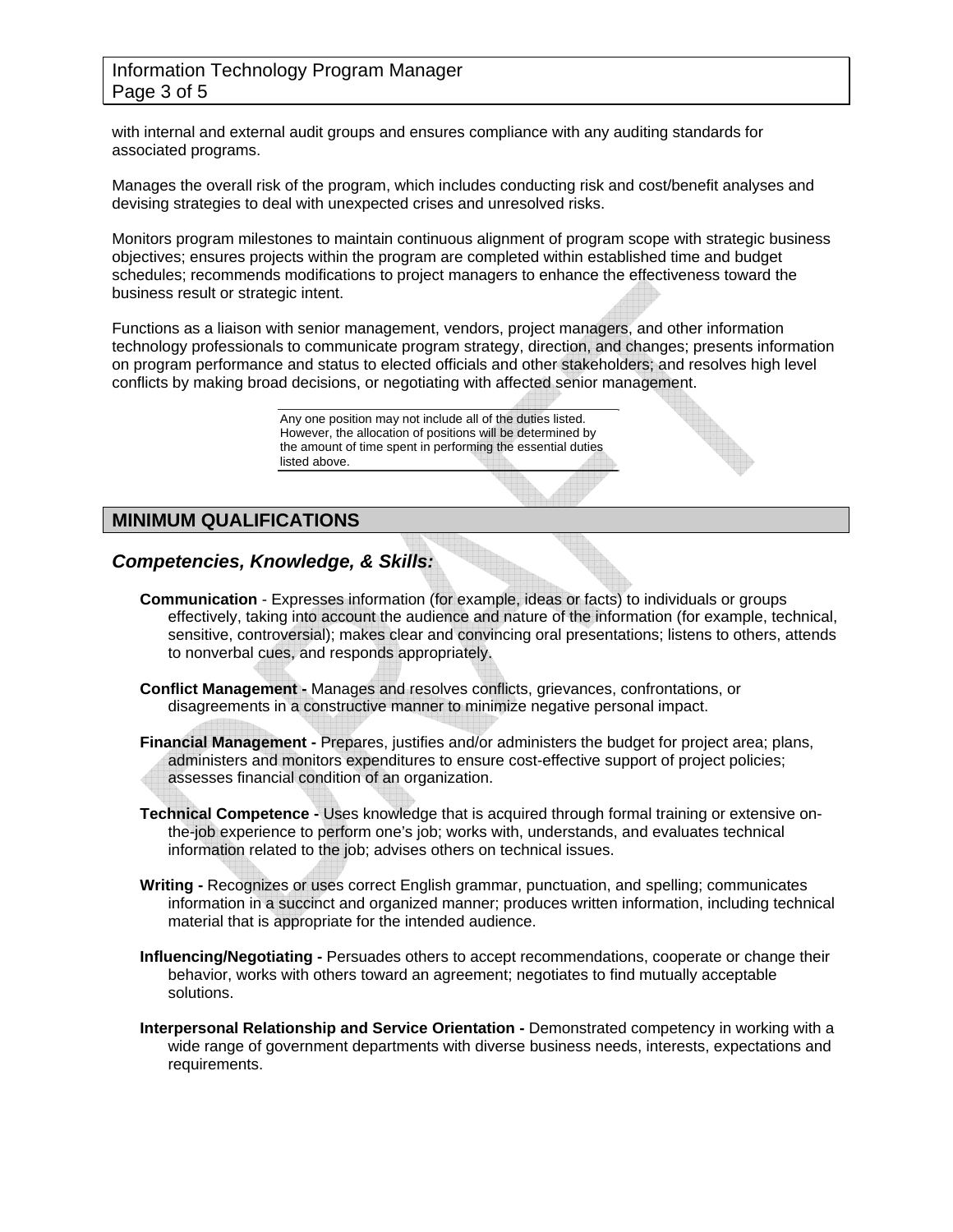with internal and external audit groups and ensures compliance with any auditing standards for associated programs.

Manages the overall risk of the program, which includes conducting risk and cost/benefit analyses and devising strategies to deal with unexpected crises and unresolved risks.

Monitors program milestones to maintain continuous alignment of program scope with strategic business objectives; ensures projects within the program are completed within established time and budget schedules; recommends modifications to project managers to enhance the effectiveness toward the business result or strategic intent.

Functions as a liaison with senior management, vendors, project managers, and other information technology professionals to communicate program strategy, direction, and changes; presents information on program performance and status to elected officials and other stakeholders; and resolves high level conflicts by making broad decisions, or negotiating with affected senior management.

> Any one position may not include all of the duties listed. However, the allocation of positions will be determined by the amount of time spent in performing the essential duties listed above.

## MINIMUM QUALIFICATIONS

### *Competencies, Knowledge, & Skills:*

**Communication** - Expresses information (for example, ideas or facts) to individuals or groups effectively, taking into account the audience and nature of the information (for example, technical, sensitive, controversial); makes clear and convincing oral presentations; listens to others, attends to nonverbal cues, and responds appropriately.

**Conflict Management -** Manages and resolves conflicts, grievances, confrontations, or disagreements in a constructive manner to minimize negative personal impact.

**Financial Management -** Prepares, justifies and/or administers the budget for project area; plans, administers and monitors expenditures to ensure cost-effective support of project policies; assesses financial condition of an organization.

**Technical Competence -** Uses knowledge that is acquired through formal training or extensive on-the-job experience to perform one's job; works with, understands, and evaluates technical information related to the job; advises others on technical issues.

**Writing -** Recognizes or uses correct English grammar, punctuation, and spelling; communicates information in a succinct and organized manner; produces written information, including technical material that is appropriate for the intended audience.

**Influencing/Negotiating -** Persuades others to accept recommendations, cooperate or change their behavior, works with others toward an agreement; negotiates to find mutually acceptable solutions.

**Interpersonal Relationship and Service Orientation -** Demonstrated competency in working with a wide range of government departments with diverse business needs, interests, expectations and requirements.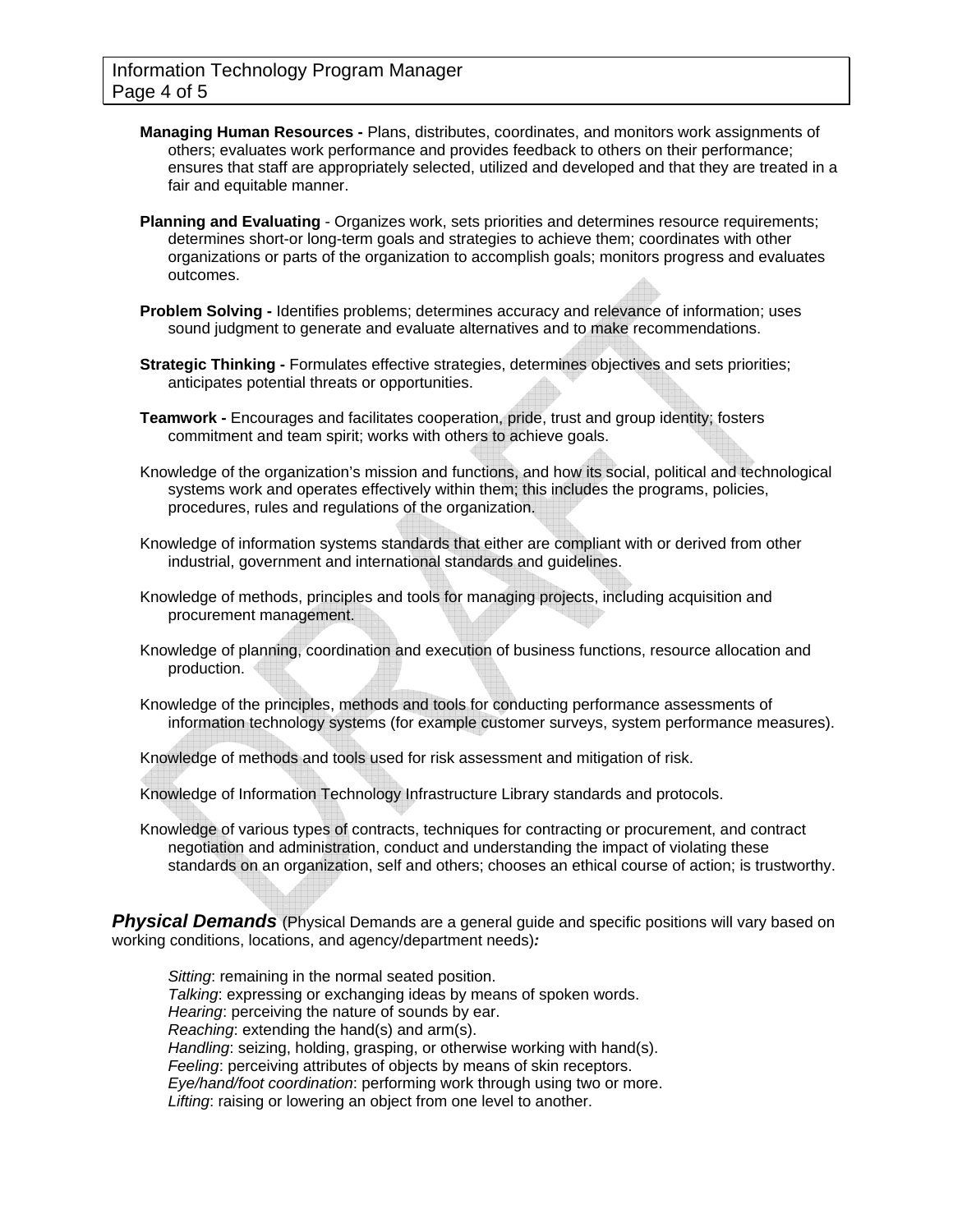**Managing Human Resources -** Plans, distributes, coordinates, and monitors work assignments of others; evaluates work performance and provides feedback to others on their performance; ensures that staff are appropriately selected, utilized and developed and that they are treated in a fair and equitable manner.

**Planning and Evaluating** - Organizes work, sets priorities and determines resource requirements; determines short-or long-term goals and strategies to achieve them; coordinates with other organizations or parts of the organization to accomplish goals; monitors progress and evaluates outcomes.

**Problem Solving -** Identifies problems; determines accuracy and relevance of information; uses sound judgment to generate and evaluate alternatives and to make recommendations.

**Strategic Thinking -** Formulates effective strategies, determines objectives and sets priorities; anticipates potential threats or opportunities.

**Teamwork -** Encourages and facilitates cooperation, pride, trust and group identity; fosters commitment and team spirit; works with others to achieve goals.

Knowledge of the organization's mission and functions, and how its social, political and technological systems work and operates effectively within them; this includes the programs, policies, procedures, rules and regulations of the organization.

Knowledge of information systems standards that either are compliant with or derived from other industrial, government and international standards and guidelines.

Knowledge of methods, principles and tools for managing projects, including acquisition and procurement management.

Knowledge of planning, coordination and execution of business functions, resource allocation and production.

Knowledge of the principles, methods and tools for conducting performance assessments of information technology systems (for example customer surveys, system performance measures).

Knowledge of methods and tools used for risk assessment and mitigation of risk.

Knowledge of Information Technology Infrastructure Library standards and protocols.

Knowledge of various types of contracts, techniques for contracting or procurement, and contract negotiation and administration, conduct and understanding the impact of violating these standards on an organization, self and others; chooses an ethical course of action; is trustworthy.

***Physical Demands*** (Physical Demands are a general guide and specific positions will vary based on working conditions, locations, and agency/department needs)***:***

*Sitting*: remaining in the normal seated position.
*Talking*: expressing or exchanging ideas by means of spoken words.
*Hearing*: perceiving the nature of sounds by ear.
*Reaching*: extending the hand(s) and arm(s).
*Handling*: seizing, holding, grasping, or otherwise working with hand(s).
*Feeling*: perceiving attributes of objects by means of skin receptors.
*Eye/hand/foot coordination*: performing work through using two or more.
*Lifting*: raising or lowering an object from one level to another.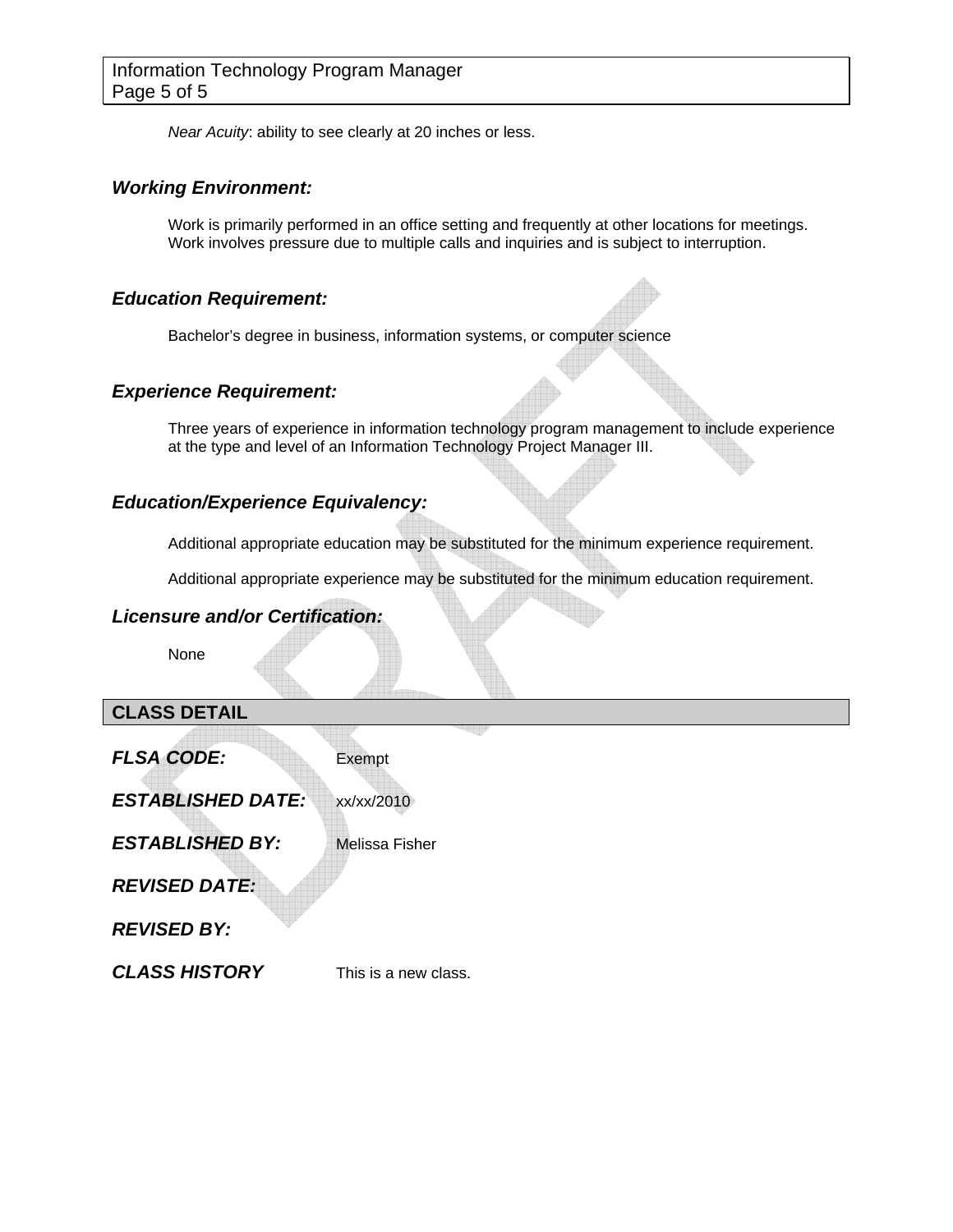*Near Acuity*: ability to see clearly at 20 inches or less.

### *Working Environment:*

Work is primarily performed in an office setting and frequently at other locations for meetings. Work involves pressure due to multiple calls and inquiries and is subject to interruption.

### *Education Requirement:*

Bachelor's degree in business, information systems, or computer science

### *Experience Requirement:*

Three years of experience in information technology program management to include experience at the type and level of an Information Technology Project Manager III.

### *Education/Experience Equivalency:*

Additional appropriate education may be substituted for the minimum experience requirement.

Additional appropriate experience may be substituted for the minimum education requirement.

### *Licensure and/or Certification:*

None

## CLASS DETAIL

| | |
|---|---|
| ***FLSA CODE:*** | Exempt |
| ***ESTABLISHED DATE:*** | xx/xx/2010 |
| ***ESTABLISHED BY:*** | Melissa Fisher |
| ***REVISED DATE:*** | |
| ***REVISED BY:*** | |
| ***CLASS HISTORY*** | This is a new class. |